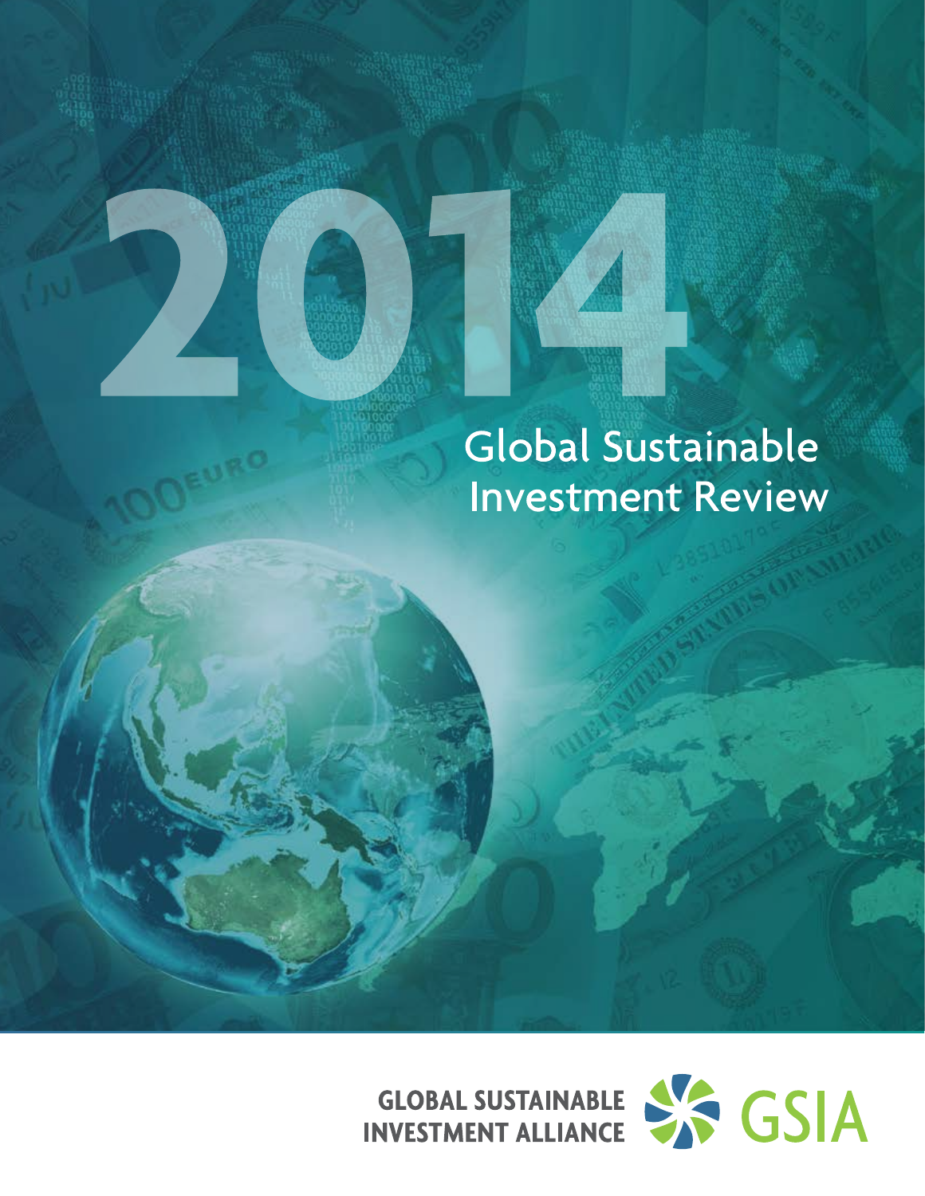# 2014

# Global Sustainable Investment Review

GLOBAL SUSTAINABLE INVESTMENT ALLIANCE

GSIA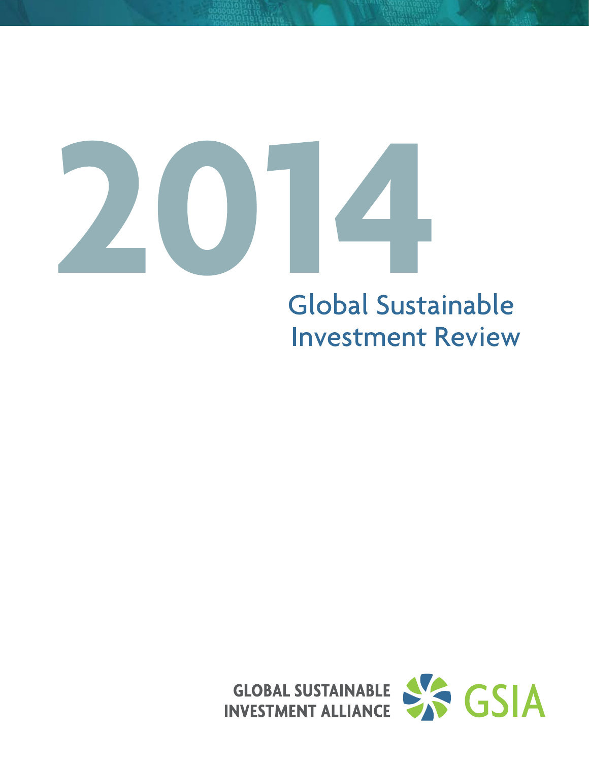# 2014

## Global Sustainable Investment Review

GLOBAL SUSTAINABLE INVESTMENT ALLIANCE GSIA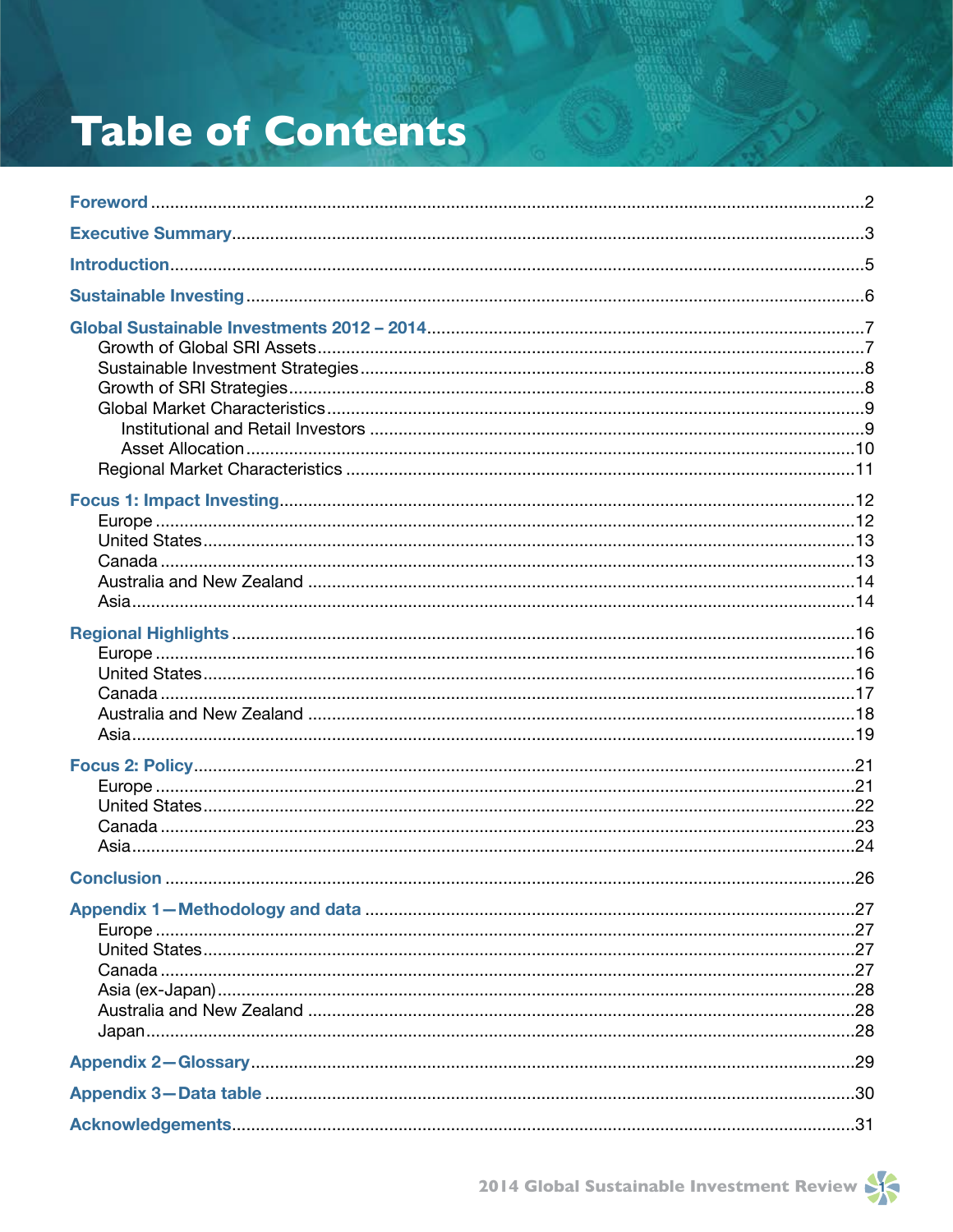# Table of Contents

**Foreword** ... 2

**Executive Summary** ... 3

**Introduction** ... 5

**Sustainable Investing** ... 6

**Global Sustainable Investments 2012 – 2014** ... 7

- Growth of Global SRI Assets ... 7
- Sustainable Investment Strategies ... 8
- Growth of SRI Strategies ... 8
- Global Market Characteristics ... 9
  - Institutional and Retail Investors ... 9
  - Asset Allocation ... 10
- Regional Market Characteristics ... 11

**Focus 1: Impact Investing** ... 12

- Europe ... 12
- United States ... 13
- Canada ... 13
- Australia and New Zealand ... 14
- Asia ... 14

**Regional Highlights** ... 16

- Europe ... 16
- United States ... 16
- Canada ... 17
- Australia and New Zealand ... 18
- Asia ... 19

**Focus 2: Policy** ... 21

- Europe ... 21
- United States ... 22
- Canada ... 23
- Asia ... 24

**Conclusion** ... 26

**Appendix 1—Methodology and data** ... 27

- Europe ... 27
- United States ... 27
- Canada ... 27
- Asia (ex-Japan) ... 28
- Australia and New Zealand ... 28
- Japan ... 28

**Appendix 2—Glossary** ... 29

**Appendix 3—Data table** ... 30

**Acknowledgements** ... 31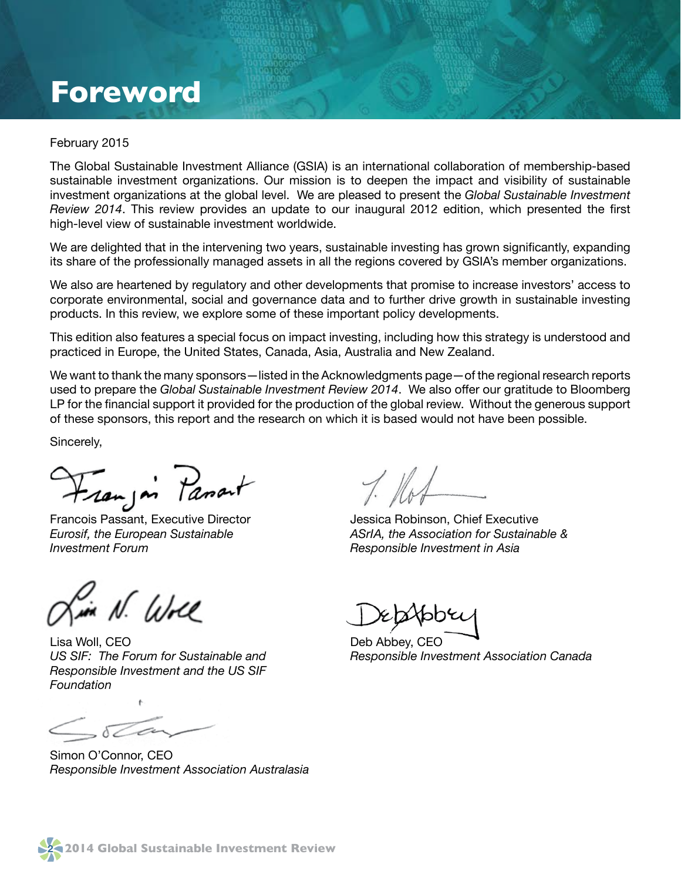# Foreword

February 2015

The Global Sustainable Investment Alliance (GSIA) is an international collaboration of membership-based sustainable investment organizations. Our mission is to deepen the impact and visibility of sustainable investment organizations at the global level. We are pleased to present the *Global Sustainable Investment Review 2014*. This review provides an update to our inaugural 2012 edition, which presented the first high-level view of sustainable investment worldwide.

We are delighted that in the intervening two years, sustainable investing has grown significantly, expanding its share of the professionally managed assets in all the regions covered by GSIA's member organizations.

We also are heartened by regulatory and other developments that promise to increase investors' access to corporate environmental, social and governance data and to further drive growth in sustainable investing products. In this review, we explore some of these important policy developments.

This edition also features a special focus on impact investing, including how this strategy is understood and practiced in Europe, the United States, Canada, Asia, Australia and New Zealand.

We want to thank the many sponsors—listed in the Acknowledgments page—of the regional research reports used to prepare the *Global Sustainable Investment Review 2014*. We also offer our gratitude to Bloomberg LP for the financial support it provided for the production of the global review. Without the generous support of these sponsors, this report and the research on which it is based would not have been possible.

Sincerely,

Francois Passant, Executive Director
*Eurosif, the European Sustainable Investment Forum*

Jessica Robinson, Chief Executive
*ASrIA, the Association for Sustainable & Responsible Investment in Asia*

Lisa Woll, CEO
*US SIF: The Forum for Sustainable and Responsible Investment and the US SIF Foundation*

Deb Abbey, CEO
*Responsible Investment Association Canada*

Simon O'Connor, CEO
*Responsible Investment Association Australasia*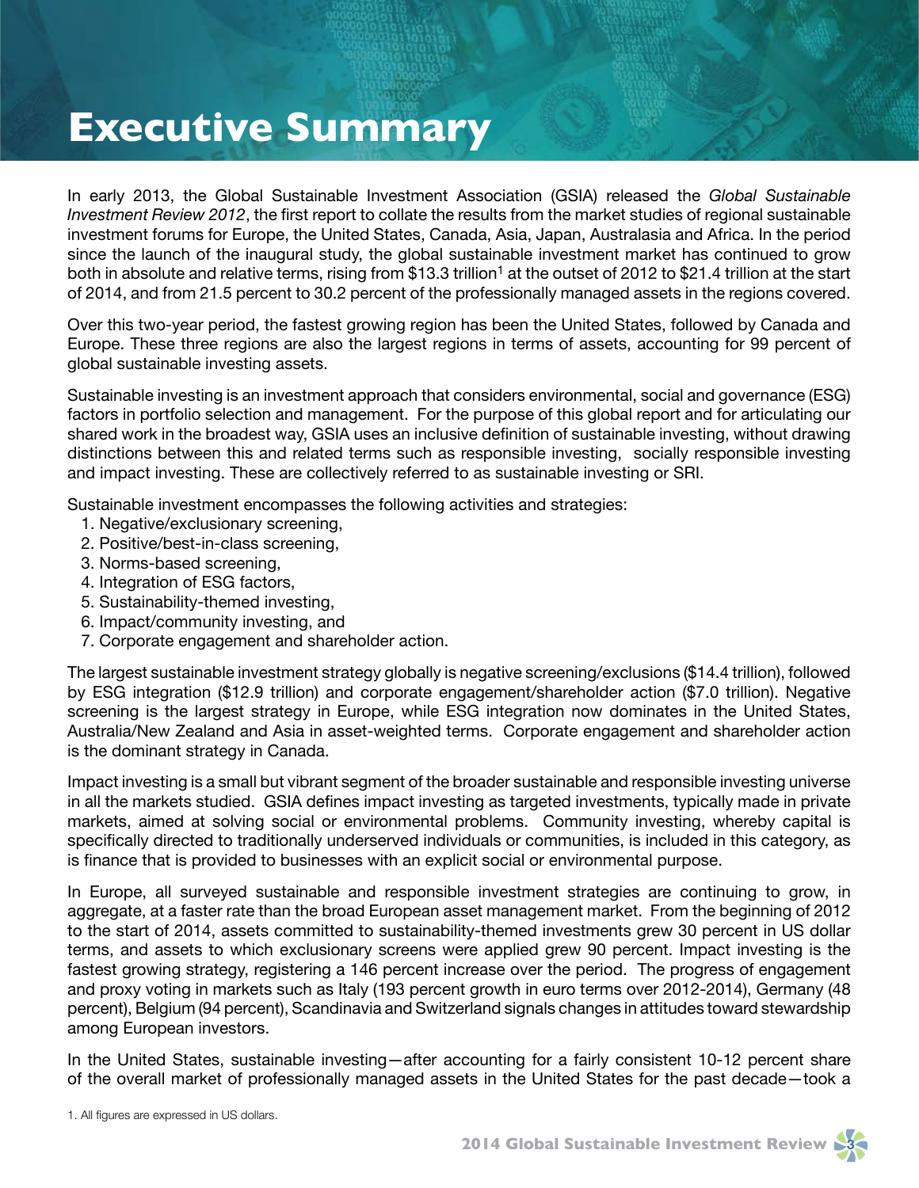# Executive Summary

In early 2013, the Global Sustainable Investment Association (GSIA) released the *Global Sustainable Investment Review 2012*, the first report to collate the results from the market studies of regional sustainable investment forums for Europe, the United States, Canada, Asia, Japan, Australasia and Africa. In the period since the launch of the inaugural study, the global sustainable investment market has continued to grow both in absolute and relative terms, rising from $13.3 trillion[1] at the outset of 2012 to $21.4 trillion at the start of 2014, and from 21.5 percent to 30.2 percent of the professionally managed assets in the regions covered.

Over this two-year period, the fastest growing region has been the United States, followed by Canada and Europe. These three regions are also the largest regions in terms of assets, accounting for 99 percent of global sustainable investing assets.

Sustainable investing is an investment approach that considers environmental, social and governance (ESG) factors in portfolio selection and management. For the purpose of this global report and for articulating our shared work in the broadest way, GSIA uses an inclusive definition of sustainable investing, without drawing distinctions between this and related terms such as responsible investing, socially responsible investing and impact investing. These are collectively referred to as sustainable investing or SRI.

Sustainable investment encompasses the following activities and strategies:

1. Negative/exclusionary screening,
2. Positive/best-in-class screening,
3. Norms-based screening,
4. Integration of ESG factors,
5. Sustainability-themed investing,
6. Impact/community investing, and
7. Corporate engagement and shareholder action.

The largest sustainable investment strategy globally is negative screening/exclusions ($14.4 trillion), followed by ESG integration ($12.9 trillion) and corporate engagement/shareholder action ($7.0 trillion). Negative screening is the largest strategy in Europe, while ESG integration now dominates in the United States, Australia/New Zealand and Asia in asset-weighted terms. Corporate engagement and shareholder action is the dominant strategy in Canada.

Impact investing is a small but vibrant segment of the broader sustainable and responsible investing universe in all the markets studied. GSIA defines impact investing as targeted investments, typically made in private markets, aimed at solving social or environmental problems. Community investing, whereby capital is specifically directed to traditionally underserved individuals or communities, is included in this category, as is finance that is provided to businesses with an explicit social or environmental purpose.

In Europe, all surveyed sustainable and responsible investment strategies are continuing to grow, in aggregate, at a faster rate than the broad European asset management market. From the beginning of 2012 to the start of 2014, assets committed to sustainability-themed investments grew 30 percent in US dollar terms, and assets to which exclusionary screens were applied grew 90 percent. Impact investing is the fastest growing strategy, registering a 146 percent increase over the period. The progress of engagement and proxy voting in markets such as Italy (193 percent growth in euro terms over 2012-2014), Germany (48 percent), Belgium (94 percent), Scandinavia and Switzerland signals changes in attitudes toward stewardship among European investors.

In the United States, sustainable investing—after accounting for a fairly consistent 10-12 percent share of the overall market of professionally managed assets in the United States for the past decade—took a

1. All figures are expressed in US dollars.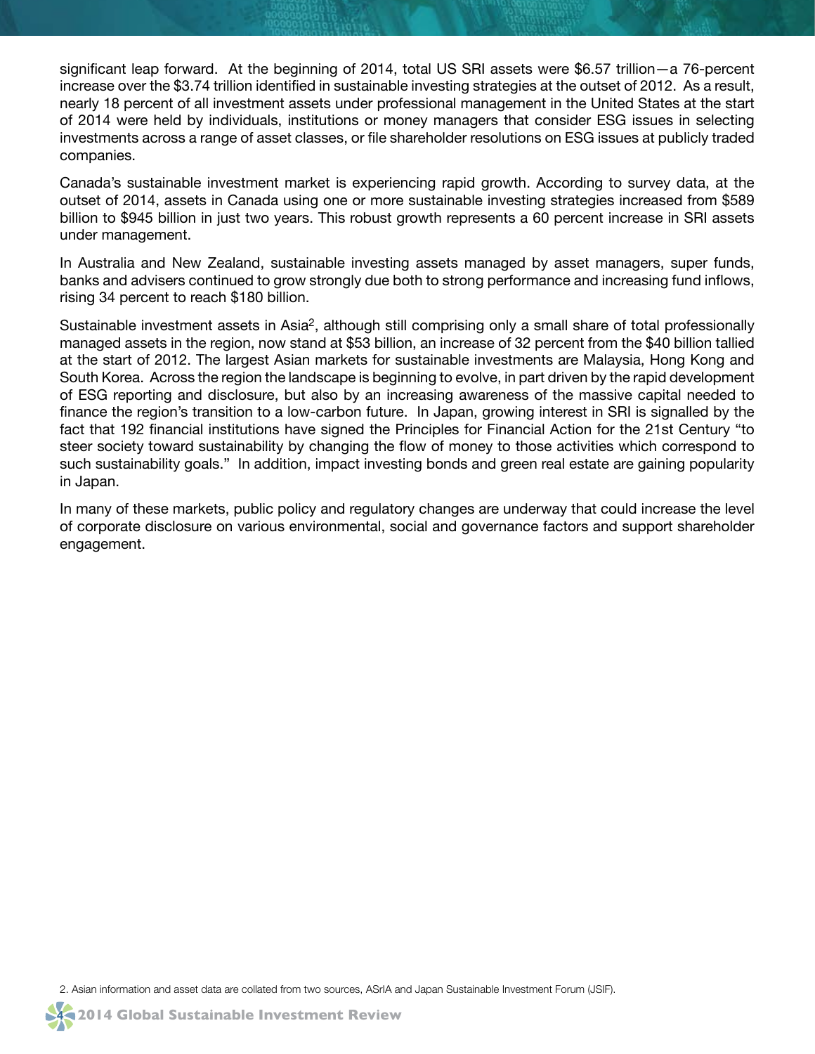significant leap forward. At the beginning of 2014, total US SRI assets were $6.57 trillion—a 76-percent increase over the $3.74 trillion identified in sustainable investing strategies at the outset of 2012. As a result, nearly 18 percent of all investment assets under professional management in the United States at the start of 2014 were held by individuals, institutions or money managers that consider ESG issues in selecting investments across a range of asset classes, or file shareholder resolutions on ESG issues at publicly traded companies.

Canada's sustainable investment market is experiencing rapid growth. According to survey data, at the outset of 2014, assets in Canada using one or more sustainable investing strategies increased from $589 billion to $945 billion in just two years. This robust growth represents a 60 percent increase in SRI assets under management.

In Australia and New Zealand, sustainable investing assets managed by asset managers, super funds, banks and advisers continued to grow strongly due both to strong performance and increasing fund inflows, rising 34 percent to reach $180 billion.

Sustainable investment assets in Asia[2], although still comprising only a small share of total professionally managed assets in the region, now stand at $53 billion, an increase of 32 percent from the $40 billion tallied at the start of 2012. The largest Asian markets for sustainable investments are Malaysia, Hong Kong and South Korea. Across the region the landscape is beginning to evolve, in part driven by the rapid development of ESG reporting and disclosure, but also by an increasing awareness of the massive capital needed to finance the region's transition to a low-carbon future. In Japan, growing interest in SRI is signalled by the fact that 192 financial institutions have signed the Principles for Financial Action for the 21st Century "to steer society toward sustainability by changing the flow of money to those activities which correspond to such sustainability goals." In addition, impact investing bonds and green real estate are gaining popularity in Japan.

In many of these markets, public policy and regulatory changes are underway that could increase the level of corporate disclosure on various environmental, social and governance factors and support shareholder engagement.

2. Asian information and asset data are collated from two sources, ASrIA and Japan Sustainable Investment Forum (JSIF).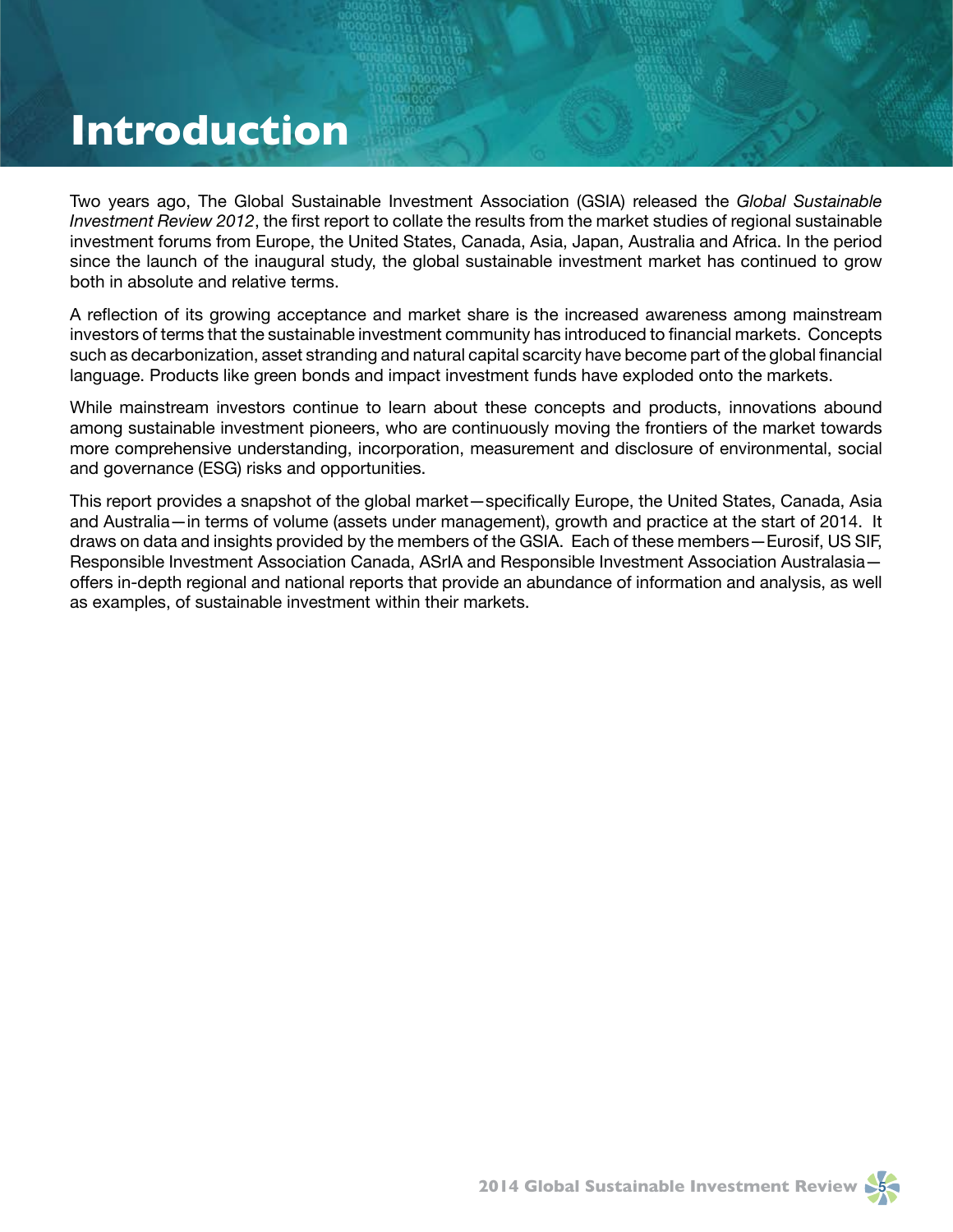# Introduction

Two years ago, The Global Sustainable Investment Association (GSIA) released the *Global Sustainable Investment Review 2012*, the first report to collate the results from the market studies of regional sustainable investment forums from Europe, the United States, Canada, Asia, Japan, Australia and Africa. In the period since the launch of the inaugural study, the global sustainable investment market has continued to grow both in absolute and relative terms.

A reflection of its growing acceptance and market share is the increased awareness among mainstream investors of terms that the sustainable investment community has introduced to financial markets. Concepts such as decarbonization, asset stranding and natural capital scarcity have become part of the global financial language. Products like green bonds and impact investment funds have exploded onto the markets.

While mainstream investors continue to learn about these concepts and products, innovations abound among sustainable investment pioneers, who are continuously moving the frontiers of the market towards more comprehensive understanding, incorporation, measurement and disclosure of environmental, social and governance (ESG) risks and opportunities.

This report provides a snapshot of the global market—specifically Europe, the United States, Canada, Asia and Australia—in terms of volume (assets under management), growth and practice at the start of 2014. It draws on data and insights provided by the members of the GSIA. Each of these members—Eurosif, US SIF, Responsible Investment Association Canada, ASrIA and Responsible Investment Association Australasia—offers in-depth regional and national reports that provide an abundance of information and analysis, as well as examples, of sustainable investment within their markets.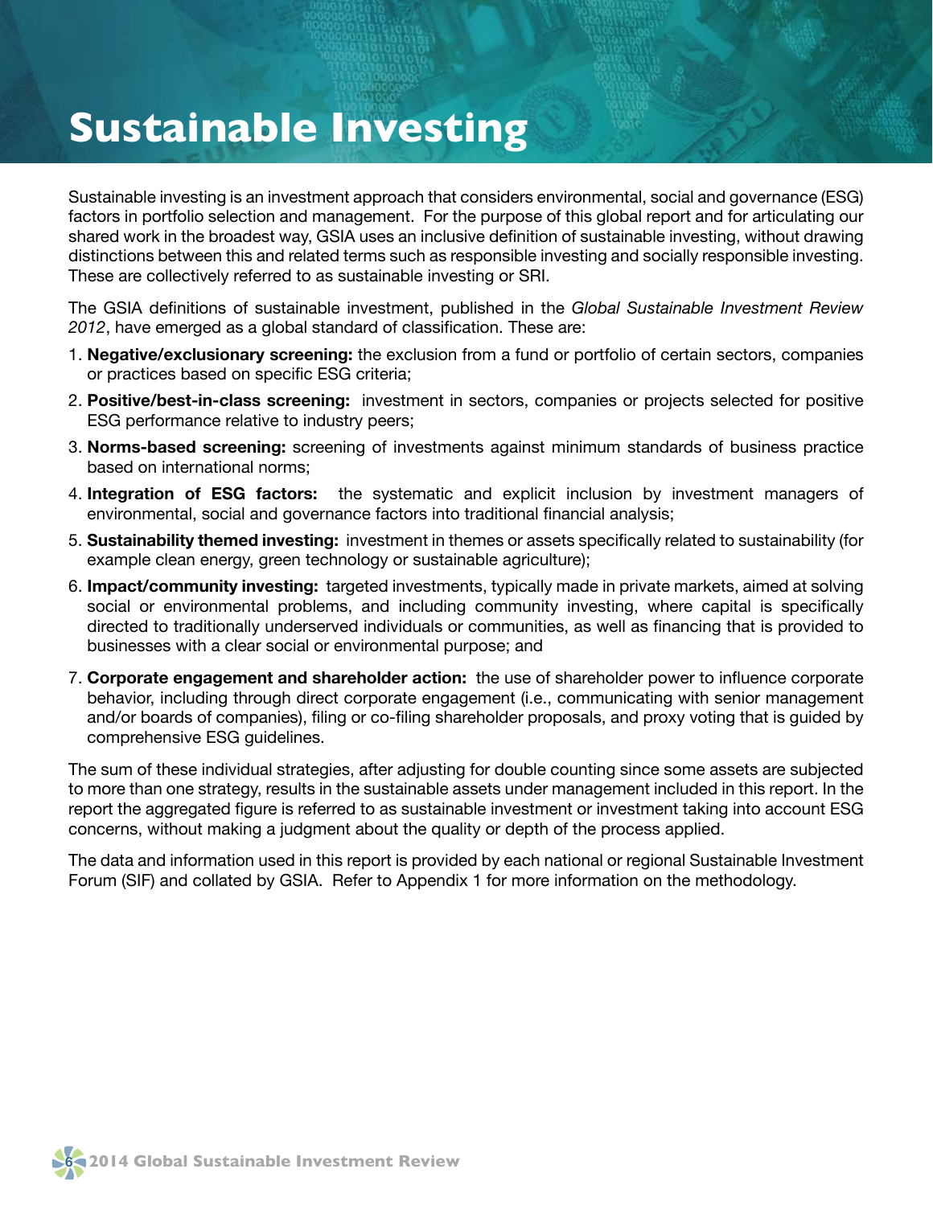# Sustainable Investing

Sustainable investing is an investment approach that considers environmental, social and governance (ESG) factors in portfolio selection and management. For the purpose of this global report and for articulating our shared work in the broadest way, GSIA uses an inclusive definition of sustainable investing, without drawing distinctions between this and related terms such as responsible investing and socially responsible investing. These are collectively referred to as sustainable investing or SRI.

The GSIA definitions of sustainable investment, published in the *Global Sustainable Investment Review 2012*, have emerged as a global standard of classification. These are:

1. **Negative/exclusionary screening:** the exclusion from a fund or portfolio of certain sectors, companies or practices based on specific ESG criteria;
2. **Positive/best-in-class screening:** investment in sectors, companies or projects selected for positive ESG performance relative to industry peers;
3. **Norms-based screening:** screening of investments against minimum standards of business practice based on international norms;
4. **Integration of ESG factors:** the systematic and explicit inclusion by investment managers of environmental, social and governance factors into traditional financial analysis;
5. **Sustainability themed investing:** investment in themes or assets specifically related to sustainability (for example clean energy, green technology or sustainable agriculture);
6. **Impact/community investing:** targeted investments, typically made in private markets, aimed at solving social or environmental problems, and including community investing, where capital is specifically directed to traditionally underserved individuals or communities, as well as financing that is provided to businesses with a clear social or environmental purpose; and
7. **Corporate engagement and shareholder action:** the use of shareholder power to influence corporate behavior, including through direct corporate engagement (i.e., communicating with senior management and/or boards of companies), filing or co-filing shareholder proposals, and proxy voting that is guided by comprehensive ESG guidelines.

The sum of these individual strategies, after adjusting for double counting since some assets are subjected to more than one strategy, results in the sustainable assets under management included in this report. In the report the aggregated figure is referred to as sustainable investment or investment taking into account ESG concerns, without making a judgment about the quality or depth of the process applied.

The data and information used in this report is provided by each national or regional Sustainable Investment Forum (SIF) and collated by GSIA. Refer to Appendix 1 for more information on the methodology.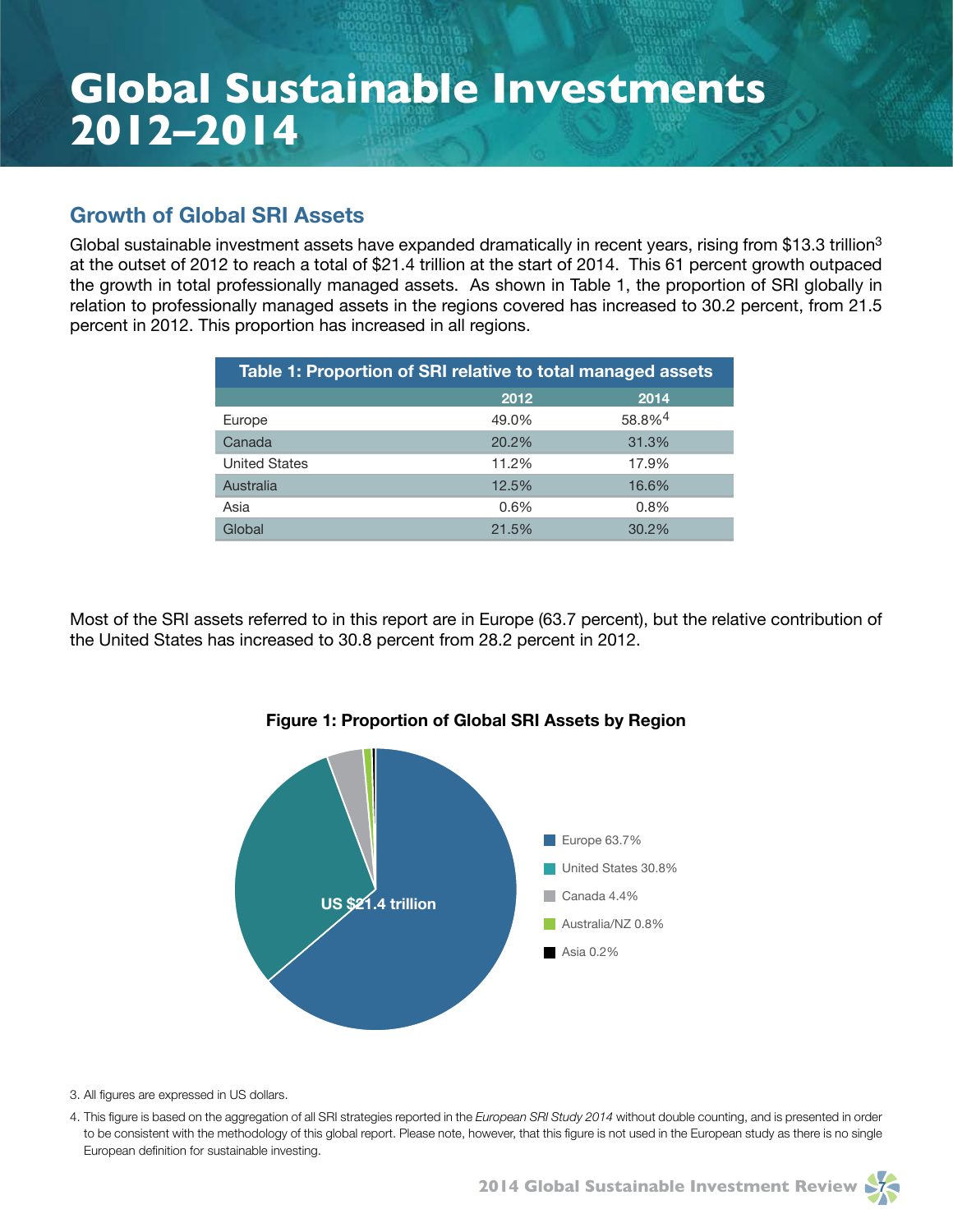# Global Sustainable Investments 2012–2014

## Growth of Global SRI Assets

Global sustainable investment assets have expanded dramatically in recent years, rising from $13.3 trillion[3] at the outset of 2012 to reach a total of $21.4 trillion at the start of 2014. This 61 percent growth outpaced the growth in total professionally managed assets. As shown in Table 1, the proportion of SRI globally in relation to professionally managed assets in the regions covered has increased to 30.2 percent, from 21.5 percent in 2012. This proportion has increased in all regions.

**Table 1: Proportion of SRI relative to total managed assets**

| | 2012 | 2014 |
|---|---|---|
| Europe | 49.0% | 58.8%[4] |
| Canada | 20.2% | 31.3% |
| United States | 11.2% | 17.9% |
| Australia | 12.5% | 16.6% |
| Asia | 0.6% | 0.8% |
| Global | 21.5% | 30.2% |

Most of the SRI assets referred to in this report are in Europe (63.7 percent), but the relative contribution of the United States has increased to 30.8 percent from 28.2 percent in 2012.

**Figure 1: Proportion of Global SRI Assets by Region**

US $21.4 trillion

- Europe 63.7%
- United States 30.8%
- Canada 4.4%
- Australia/NZ 0.8%
- Asia 0.2%

3. All figures are expressed in US dollars.

4. This figure is based on the aggregation of all SRI strategies reported in the *European SRI Study 2014* without double counting, and is presented in order to be consistent with the methodology of this global report. Please note, however, that this figure is not used in the European study as there is no single European definition for sustainable investing.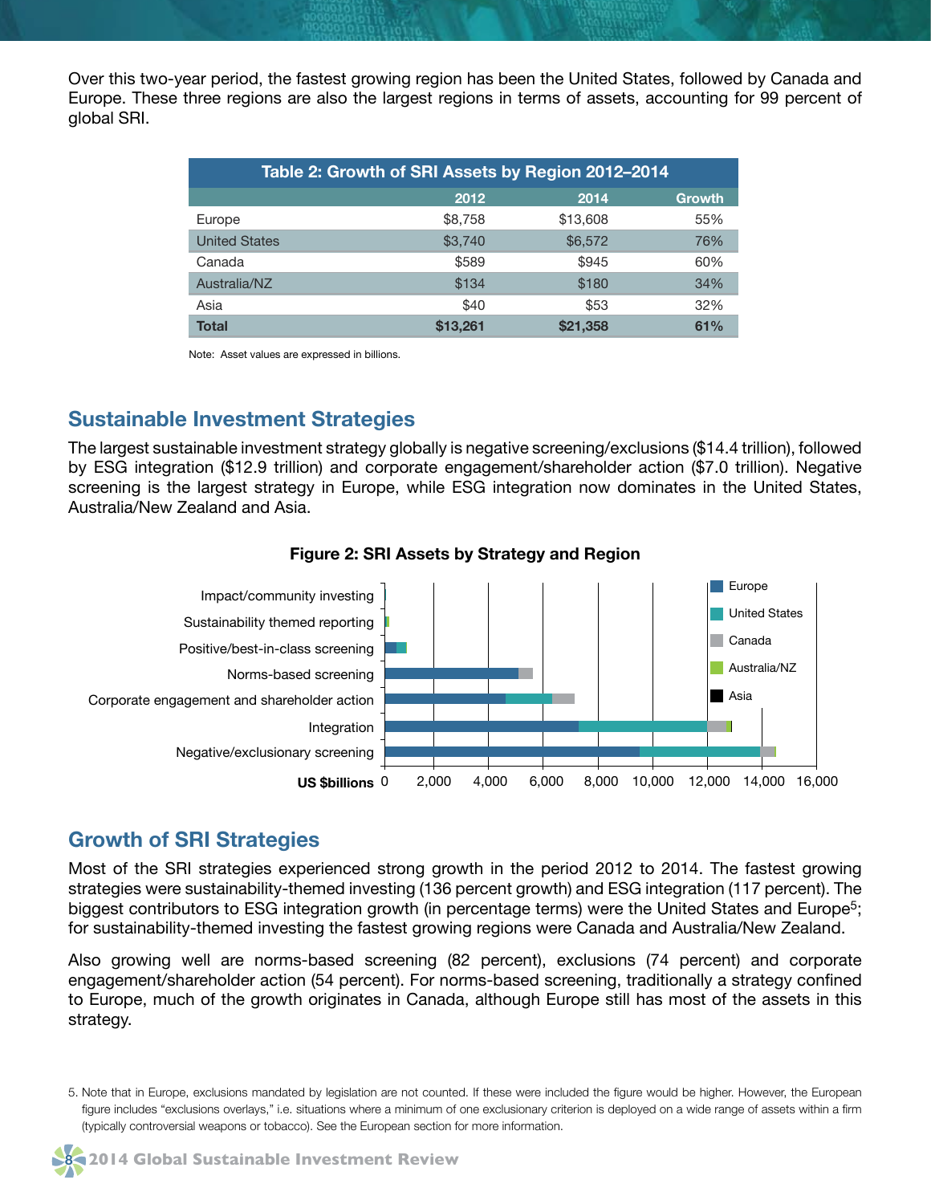Over this two-year period, the fastest growing region has been the United States, followed by Canada and Europe. These three regions are also the largest regions in terms of assets, accounting for 99 percent of global SRI.

**Table 2: Growth of SRI Assets by Region 2012–2014**

| | 2012 | 2014 | Growth |
|---|---|---|---|
| Europe | $8,758 | $13,608 | 55% |
| United States | $3,740 | $6,572 | 76% |
| Canada | $589 | $945 | 60% |
| Australia/NZ | $134 | $180 | 34% |
| Asia | $40 | $53 | 32% |
| **Total** | **$13,261** | **$21,358** | **61%** |

Note: Asset values are expressed in billions.

## Sustainable Investment Strategies

The largest sustainable investment strategy globally is negative screening/exclusions ($14.4 trillion), followed by ESG integration ($12.9 trillion) and corporate engagement/shareholder action ($7.0 trillion). Negative screening is the largest strategy in Europe, while ESG integration now dominates in the United States, Australia/New Zealand and Asia.

**Figure 2: SRI Assets by Strategy and Region**

## Growth of SRI Strategies

Most of the SRI strategies experienced strong growth in the period 2012 to 2014. The fastest growing strategies were sustainability-themed investing (136 percent growth) and ESG integration (117 percent). The biggest contributors to ESG integration growth (in percentage terms) were the United States and Europe[5]; for sustainability-themed investing the fastest growing regions were Canada and Australia/New Zealand.

Also growing well are norms-based screening (82 percent), exclusions (74 percent) and corporate engagement/shareholder action (54 percent). For norms-based screening, traditionally a strategy confined to Europe, much of the growth originates in Canada, although Europe still has most of the assets in this strategy.

5. Note that in Europe, exclusions mandated by legislation are not counted. If these were included the figure would be higher. However, the European figure includes "exclusions overlays," i.e. situations where a minimum of one exclusionary criterion is deployed on a wide range of assets within a firm (typically controversial weapons or tobacco). See the European section for more information.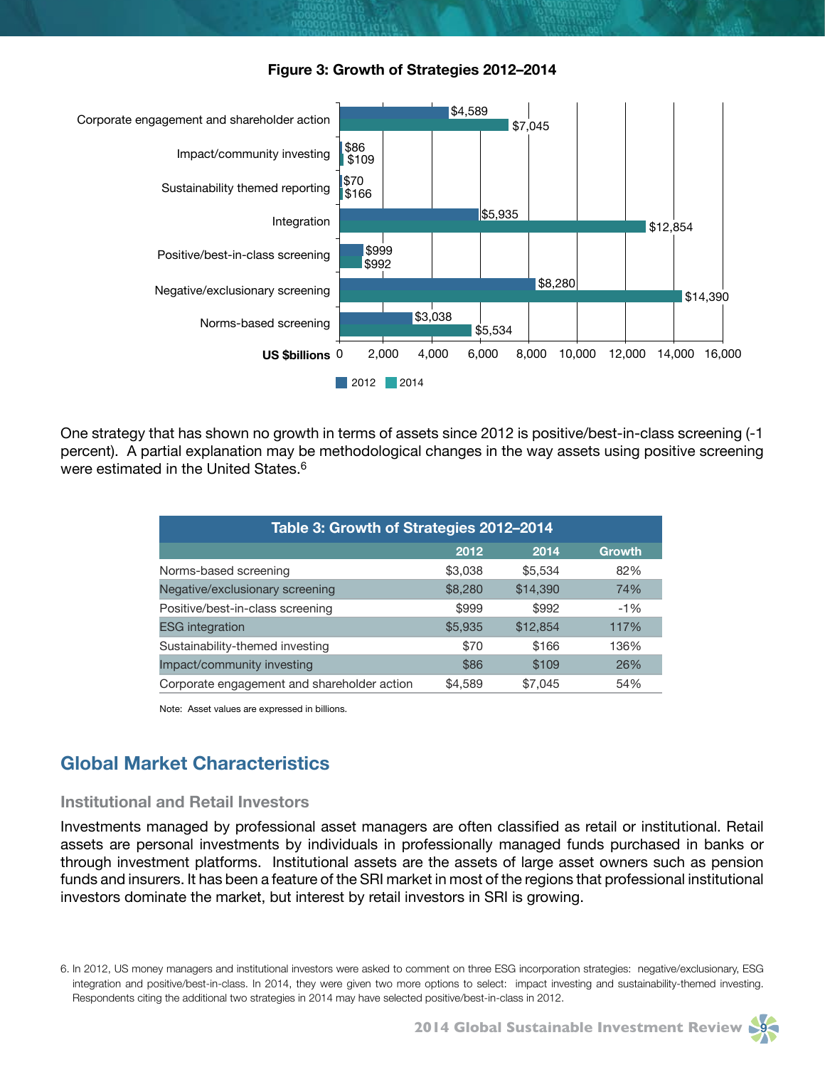**Figure 3: Growth of Strategies 2012–2014**

| Strategy | 2012 | 2014 |
|---|---|---|
| Corporate engagement and shareholder action | $4,589 | $7,045 |
| Impact/community investing | $86 | $109 |
| Sustainability themed reporting | $70 | $166 |
| Integration | $5,935 | $12,854 |
| Positive/best-in-class screening | $999 | $992 |
| Negative/exclusionary screening | $8,280 | $14,390 |
| Norms-based screening | $3,038 | $5,534 |

US $billions

One strategy that has shown no growth in terms of assets since 2012 is positive/best-in-class screening (-1 percent). A partial explanation may be methodological changes in the way assets using positive screening were estimated in the United States.[6]

**Table 3: Growth of Strategies 2012–2014**

| | 2012 | 2014 | Growth |
|---|---|---|---|
| Norms-based screening | $3,038 | $5,534 | 82% |
| Negative/exclusionary screening | $8,280 | $14,390 | 74% |
| Positive/best-in-class screening | $999 | $992 | -1% |
| ESG integration | $5,935 | $12,854 | 117% |
| Sustainability-themed investing | $70 | $166 | 136% |
| Impact/community investing | $86 | $109 | 26% |
| Corporate engagement and shareholder action | $4,589 | $7,045 | 54% |

Note: Asset values are expressed in billions.

## Global Market Characteristics

### Institutional and Retail Investors

Investments managed by professional asset managers are often classified as retail or institutional. Retail assets are personal investments by individuals in professionally managed funds purchased in banks or through investment platforms. Institutional assets are the assets of large asset owners such as pension funds and insurers. It has been a feature of the SRI market in most of the regions that professional institutional investors dominate the market, but interest by retail investors in SRI is growing.

6. In 2012, US money managers and institutional investors were asked to comment on three ESG incorporation strategies: negative/exclusionary, ESG integration and positive/best-in-class. In 2014, they were given two more options to select: impact investing and sustainability-themed investing. Respondents citing the additional two strategies in 2014 may have selected positive/best-in-class in 2012.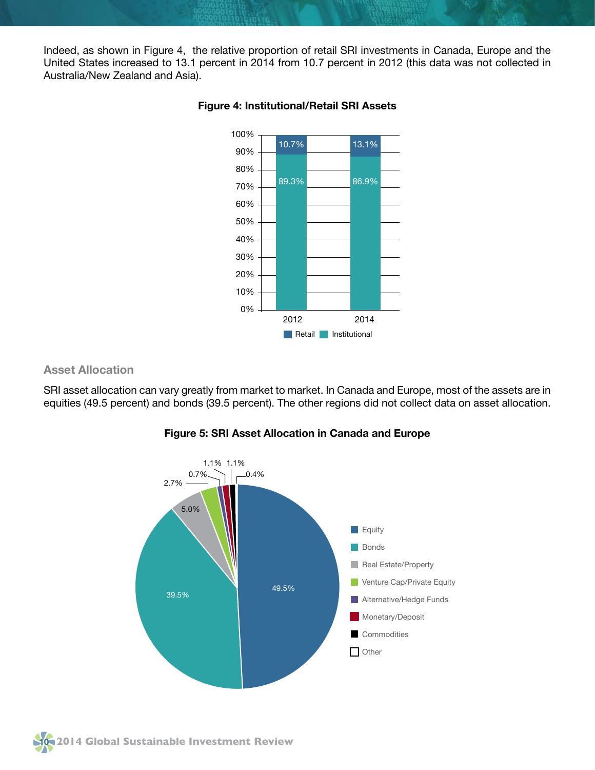Indeed, as shown in Figure 4, the relative proportion of retail SRI investments in Canada, Europe and the United States increased to 13.1 percent in 2014 from 10.7 percent in 2012 (this data was not collected in Australia/New Zealand and Asia).

**Figure 4: Institutional/Retail SRI Assets**

| | 2012 | 2014 |
|---|---|---|
| Retail | 10.7% | 13.1% |
| Institutional | 89.3% | 86.9% |

### Asset Allocation

SRI asset allocation can vary greatly from market to market. In Canada and Europe, most of the assets are in equities (49.5 percent) and bonds (39.5 percent). The other regions did not collect data on asset allocation.

**Figure 5: SRI Asset Allocation in Canada and Europe**

| Asset class | Share |
|---|---|
| Equity | 49.5% |
| Bonds | 39.5% |
| Real Estate/Property | 5.0% |
| Venture Cap/Private Equity | 2.7% |
| Alternative/Hedge Funds | 0.7% |
| Monetary/Deposit | 1.1% |
| Commodities | 1.1% |
| Other | 0.4% |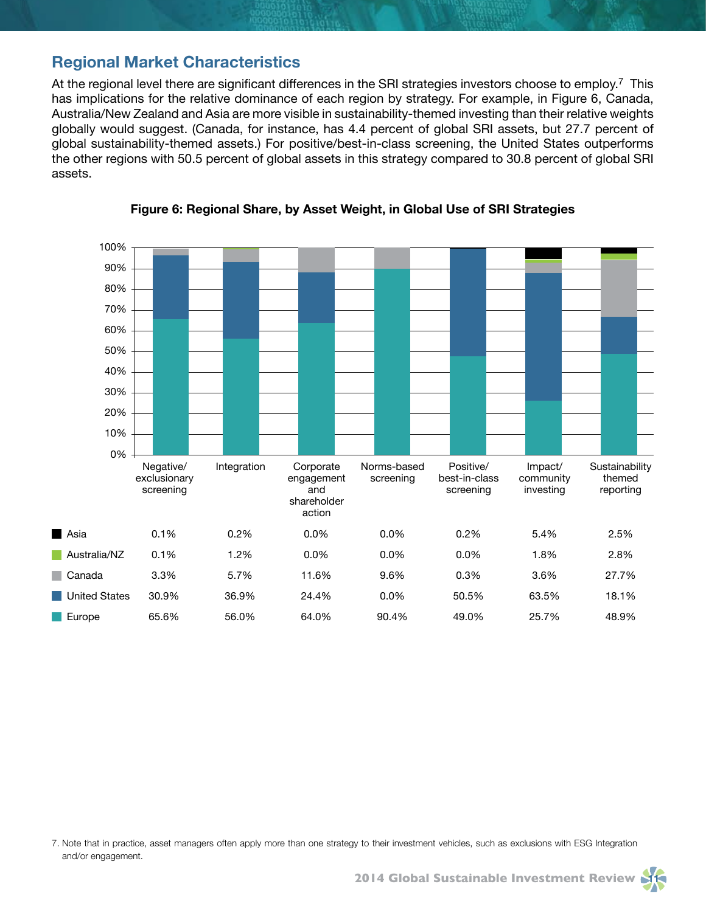## Regional Market Characteristics

At the regional level there are significant differences in the SRI strategies investors choose to employ.[7] This has implications for the relative dominance of each region by strategy. For example, in Figure 6, Canada, Australia/New Zealand and Asia are more visible in sustainability-themed investing than their relative weights globally would suggest. (Canada, for instance, has 4.4 percent of global SRI assets, but 27.7 percent of global sustainability-themed assets.) For positive/best-in-class screening, the United States outperforms the other regions with 50.5 percent of global assets in this strategy compared to 30.8 percent of global SRI assets.

**Figure 6: Regional Share, by Asset Weight, in Global Use of SRI Strategies**

| | Negative/ exclusionary screening | Integration | Corporate engagement and shareholder action | Norms-based screening | Positive/ best-in-class screening | Impact/ community investing | Sustainability themed reporting |
|---|---|---|---|---|---|---|---|
| Asia | 0.1% | 0.2% | 0.0% | 0.0% | 0.2% | 5.4% | 2.5% |
| Australia/NZ | 0.1% | 1.2% | 0.0% | 0.0% | 0.0% | 1.8% | 2.8% |
| Canada | 3.3% | 5.7% | 11.6% | 9.6% | 0.3% | 3.6% | 27.7% |
| United States | 30.9% | 36.9% | 24.4% | 0.0% | 50.5% | 63.5% | 18.1% |
| Europe | 65.6% | 56.0% | 64.0% | 90.4% | 49.0% | 25.7% | 48.9% |

7. Note that in practice, asset managers often apply more than one strategy to their investment vehicles, such as exclusions with ESG Integration and/or engagement.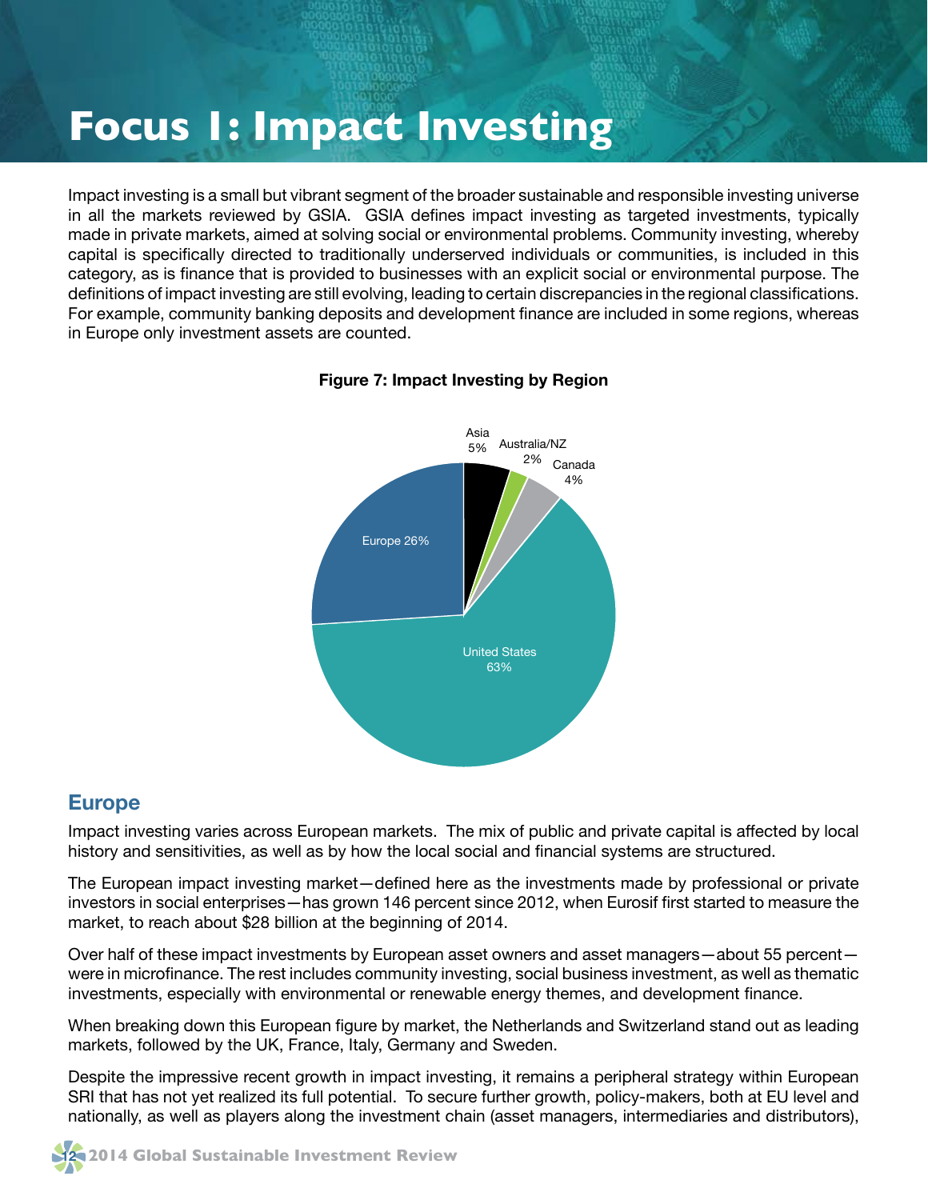# Focus 1: Impact Investing

Impact investing is a small but vibrant segment of the broader sustainable and responsible investing universe in all the markets reviewed by GSIA. GSIA defines impact investing as targeted investments, typically made in private markets, aimed at solving social or environmental problems. Community investing, whereby capital is specifically directed to traditionally underserved individuals or communities, is included in this category, as is finance that is provided to businesses with an explicit social or environmental purpose. The definitions of impact investing are still evolving, leading to certain discrepancies in the regional classifications. For example, community banking deposits and development finance are included in some regions, whereas in Europe only investment assets are counted.

**Figure 7: Impact Investing by Region**

| Region | Share |
|---|---|
| United States | 63% |
| Europe | 26% |
| Asia | 5% |
| Canada | 4% |
| Australia/NZ | 2% |

## Europe

Impact investing varies across European markets. The mix of public and private capital is affected by local history and sensitivities, as well as by how the local social and financial systems are structured.

The European impact investing market—defined here as the investments made by professional or private investors in social enterprises—has grown 146 percent since 2012, when Eurosif first started to measure the market, to reach about $28 billion at the beginning of 2014.

Over half of these impact investments by European asset owners and asset managers—about 55 percent—were in microfinance. The rest includes community investing, social business investment, as well as thematic investments, especially with environmental or renewable energy themes, and development finance.

When breaking down this European figure by market, the Netherlands and Switzerland stand out as leading markets, followed by the UK, France, Italy, Germany and Sweden.

Despite the impressive recent growth in impact investing, it remains a peripheral strategy within European SRI that has not yet realized its full potential. To secure further growth, policy-makers, both at EU level and nationally, as well as players along the investment chain (asset managers, intermediaries and distributors),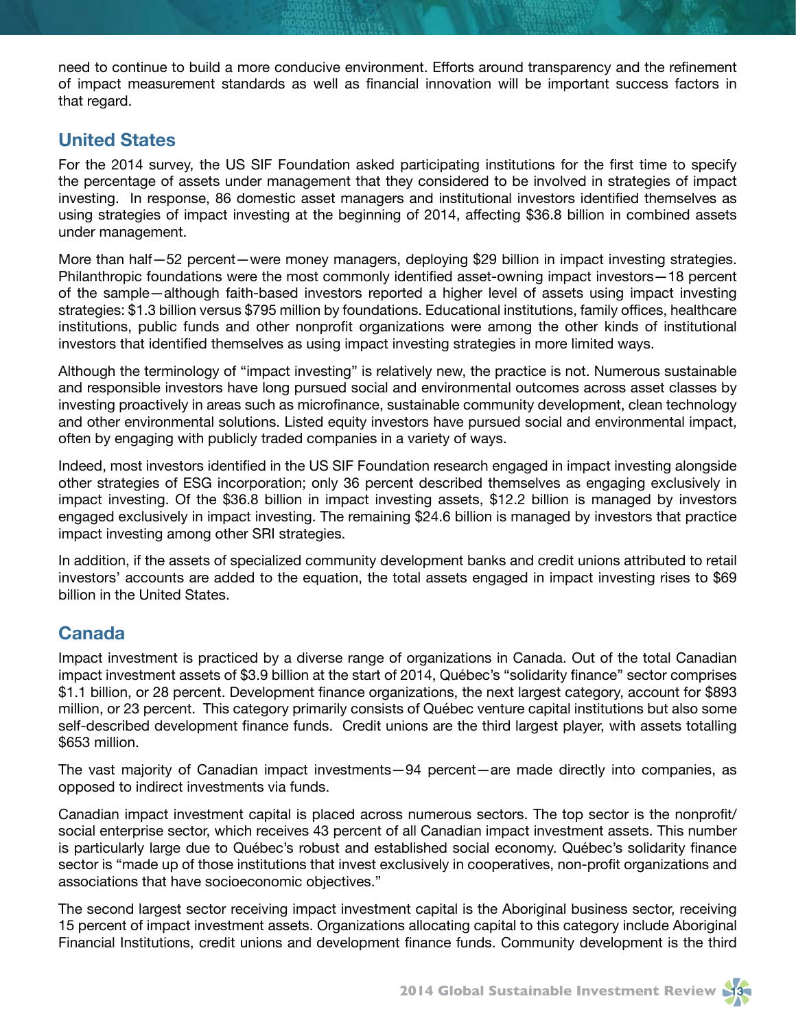need to continue to build a more conducive environment. Efforts around transparency and the refinement of impact measurement standards as well as financial innovation will be important success factors in that regard.

## United States

For the 2014 survey, the US SIF Foundation asked participating institutions for the first time to specify the percentage of assets under management that they considered to be involved in strategies of impact investing. In response, 86 domestic asset managers and institutional investors identified themselves as using strategies of impact investing at the beginning of 2014, affecting $36.8 billion in combined assets under management.

More than half—52 percent—were money managers, deploying $29 billion in impact investing strategies. Philanthropic foundations were the most commonly identified asset-owning impact investors—18 percent of the sample—although faith-based investors reported a higher level of assets using impact investing strategies: $1.3 billion versus $795 million by foundations. Educational institutions, family offices, healthcare institutions, public funds and other nonprofit organizations were among the other kinds of institutional investors that identified themselves as using impact investing strategies in more limited ways.

Although the terminology of "impact investing" is relatively new, the practice is not. Numerous sustainable and responsible investors have long pursued social and environmental outcomes across asset classes by investing proactively in areas such as microfinance, sustainable community development, clean technology and other environmental solutions. Listed equity investors have pursued social and environmental impact, often by engaging with publicly traded companies in a variety of ways.

Indeed, most investors identified in the US SIF Foundation research engaged in impact investing alongside other strategies of ESG incorporation; only 36 percent described themselves as engaging exclusively in impact investing. Of the $36.8 billion in impact investing assets, $12.2 billion is managed by investors engaged exclusively in impact investing. The remaining $24.6 billion is managed by investors that practice impact investing among other SRI strategies.

In addition, if the assets of specialized community development banks and credit unions attributed to retail investors' accounts are added to the equation, the total assets engaged in impact investing rises to $69 billion in the United States.

## Canada

Impact investment is practiced by a diverse range of organizations in Canada. Out of the total Canadian impact investment assets of $3.9 billion at the start of 2014, Québec's "solidarity finance" sector comprises $1.1 billion, or 28 percent. Development finance organizations, the next largest category, account for $893 million, or 23 percent. This category primarily consists of Québec venture capital institutions but also some self-described development finance funds. Credit unions are the third largest player, with assets totalling $653 million.

The vast majority of Canadian impact investments—94 percent—are made directly into companies, as opposed to indirect investments via funds.

Canadian impact investment capital is placed across numerous sectors. The top sector is the nonprofit/social enterprise sector, which receives 43 percent of all Canadian impact investment assets. This number is particularly large due to Québec's robust and established social economy. Québec's solidarity finance sector is "made up of those institutions that invest exclusively in cooperatives, non-profit organizations and associations that have socioeconomic objectives."

The second largest sector receiving impact investment capital is the Aboriginal business sector, receiving 15 percent of impact investment assets. Organizations allocating capital to this category include Aboriginal Financial Institutions, credit unions and development finance funds. Community development is the third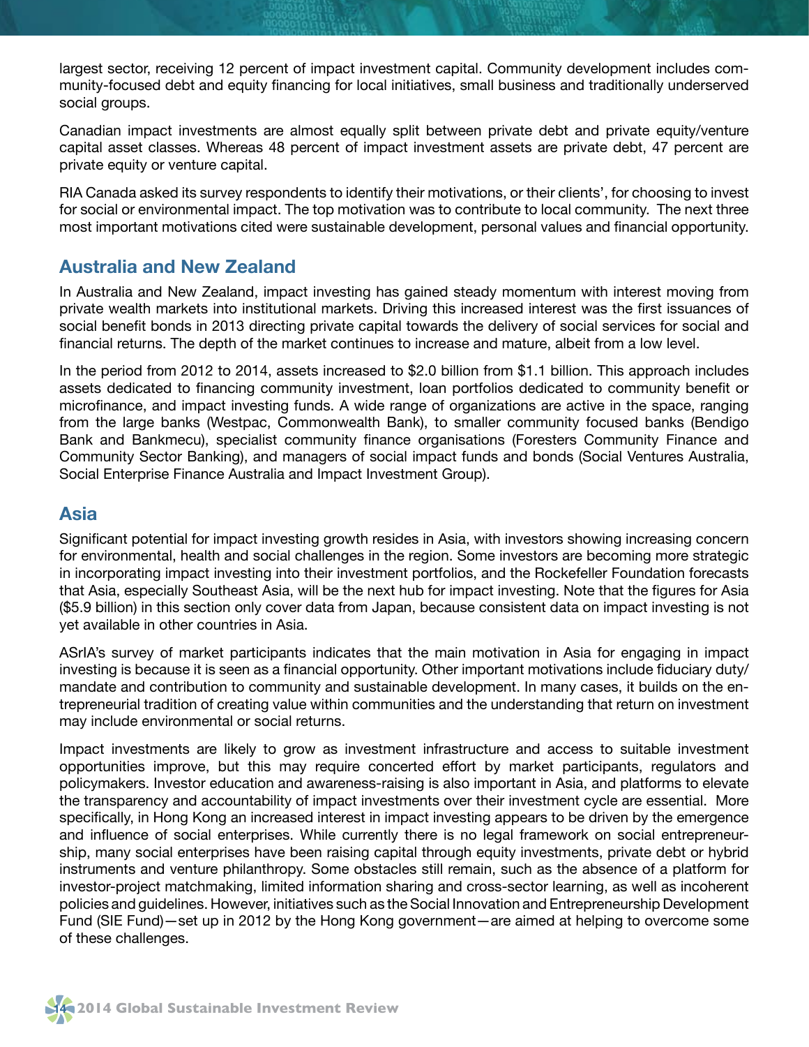largest sector, receiving 12 percent of impact investment capital. Community development includes community-focused debt and equity financing for local initiatives, small business and traditionally underserved social groups.

Canadian impact investments are almost equally split between private debt and private equity/venture capital asset classes. Whereas 48 percent of impact investment assets are private debt, 47 percent are private equity or venture capital.

RIA Canada asked its survey respondents to identify their motivations, or their clients', for choosing to invest for social or environmental impact. The top motivation was to contribute to local community. The next three most important motivations cited were sustainable development, personal values and financial opportunity.

## Australia and New Zealand

In Australia and New Zealand, impact investing has gained steady momentum with interest moving from private wealth markets into institutional markets. Driving this increased interest was the first issuances of social benefit bonds in 2013 directing private capital towards the delivery of social services for social and financial returns. The depth of the market continues to increase and mature, albeit from a low level.

In the period from 2012 to 2014, assets increased to $2.0 billion from $1.1 billion. This approach includes assets dedicated to financing community investment, loan portfolios dedicated to community benefit or microfinance, and impact investing funds. A wide range of organizations are active in the space, ranging from the large banks (Westpac, Commonwealth Bank), to smaller community focused banks (Bendigo Bank and Bankmecu), specialist community finance organisations (Foresters Community Finance and Community Sector Banking), and managers of social impact funds and bonds (Social Ventures Australia, Social Enterprise Finance Australia and Impact Investment Group).

## Asia

Significant potential for impact investing growth resides in Asia, with investors showing increasing concern for environmental, health and social challenges in the region. Some investors are becoming more strategic in incorporating impact investing into their investment portfolios, and the Rockefeller Foundation forecasts that Asia, especially Southeast Asia, will be the next hub for impact investing. Note that the figures for Asia ($5.9 billion) in this section only cover data from Japan, because consistent data on impact investing is not yet available in other countries in Asia.

ASrIA's survey of market participants indicates that the main motivation in Asia for engaging in impact investing is because it is seen as a financial opportunity. Other important motivations include fiduciary duty/mandate and contribution to community and sustainable development. In many cases, it builds on the entrepreneurial tradition of creating value within communities and the understanding that return on investment may include environmental or social returns.

Impact investments are likely to grow as investment infrastructure and access to suitable investment opportunities improve, but this may require concerted effort by market participants, regulators and policymakers. Investor education and awareness-raising is also important in Asia, and platforms to elevate the transparency and accountability of impact investments over their investment cycle are essential. More specifically, in Hong Kong an increased interest in impact investing appears to be driven by the emergence and influence of social enterprises. While currently there is no legal framework on social entrepreneurship, many social enterprises have been raising capital through equity investments, private debt or hybrid instruments and venture philanthropy. Some obstacles still remain, such as the absence of a platform for investor-project matchmaking, limited information sharing and cross-sector learning, as well as incoherent policies and guidelines. However, initiatives such as the Social Innovation and Entrepreneurship Development Fund (SIE Fund)—set up in 2012 by the Hong Kong government—are aimed at helping to overcome some of these challenges.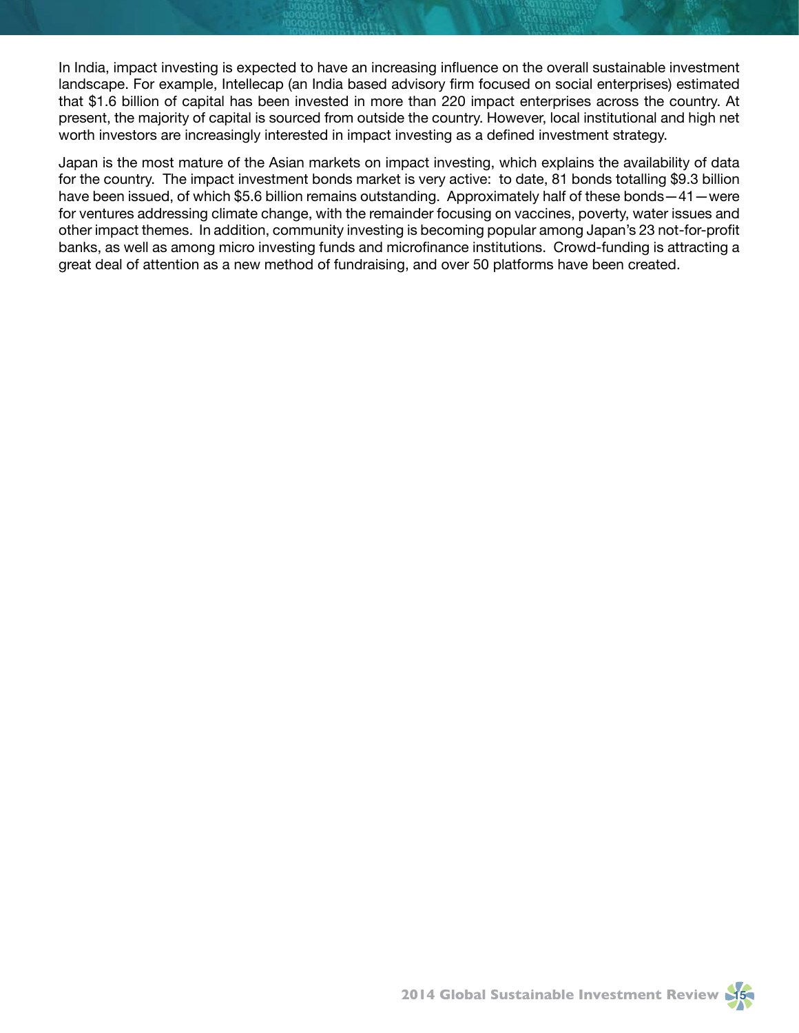In India, impact investing is expected to have an increasing influence on the overall sustainable investment landscape. For example, Intellecap (an India based advisory firm focused on social enterprises) estimated that $1.6 billion of capital has been invested in more than 220 impact enterprises across the country. At present, the majority of capital is sourced from outside the country. However, local institutional and high net worth investors are increasingly interested in impact investing as a defined investment strategy.

Japan is the most mature of the Asian markets on impact investing, which explains the availability of data for the country. The impact investment bonds market is very active: to date, 81 bonds totalling $9.3 billion have been issued, of which $5.6 billion remains outstanding. Approximately half of these bonds—41—were for ventures addressing climate change, with the remainder focusing on vaccines, poverty, water issues and other impact themes. In addition, community investing is becoming popular among Japan's 23 not-for-profit banks, as well as among micro investing funds and microfinance institutions. Crowd-funding is attracting a great deal of attention as a new method of fundraising, and over 50 platforms have been created.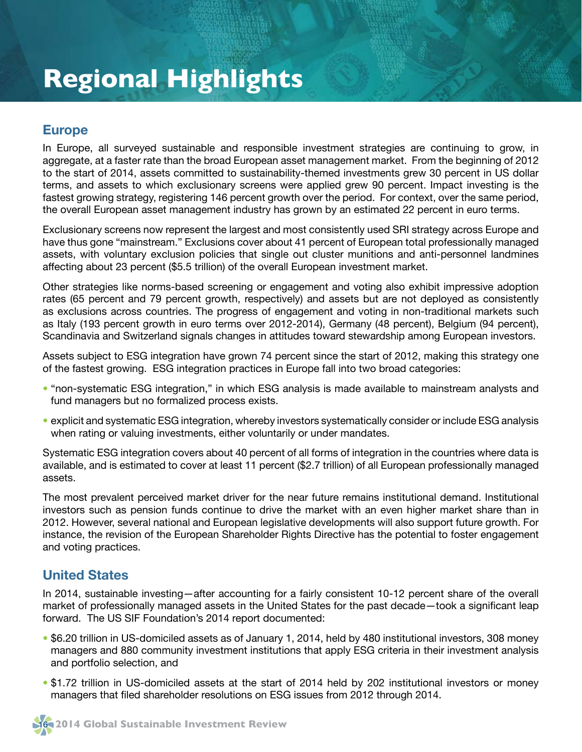# Regional Highlights

## Europe

In Europe, all surveyed sustainable and responsible investment strategies are continuing to grow, in aggregate, at a faster rate than the broad European asset management market. From the beginning of 2012 to the start of 2014, assets committed to sustainability-themed investments grew 30 percent in US dollar terms, and assets to which exclusionary screens were applied grew 90 percent. Impact investing is the fastest growing strategy, registering 146 percent growth over the period. For context, over the same period, the overall European asset management industry has grown by an estimated 22 percent in euro terms.

Exclusionary screens now represent the largest and most consistently used SRI strategy across Europe and have thus gone "mainstream." Exclusions cover about 41 percent of European total professionally managed assets, with voluntary exclusion policies that single out cluster munitions and anti-personnel landmines affecting about 23 percent ($5.5 trillion) of the overall European investment market.

Other strategies like norms-based screening or engagement and voting also exhibit impressive adoption rates (65 percent and 79 percent growth, respectively) and assets but are not deployed as consistently as exclusions across countries. The progress of engagement and voting in non-traditional markets such as Italy (193 percent growth in euro terms over 2012-2014), Germany (48 percent), Belgium (94 percent), Scandinavia and Switzerland signals changes in attitudes toward stewardship among European investors.

Assets subject to ESG integration have grown 74 percent since the start of 2012, making this strategy one of the fastest growing. ESG integration practices in Europe fall into two broad categories:

- "non-systematic ESG integration," in which ESG analysis is made available to mainstream analysts and fund managers but no formalized process exists.
- explicit and systematic ESG integration, whereby investors systematically consider or include ESG analysis when rating or valuing investments, either voluntarily or under mandates.

Systematic ESG integration covers about 40 percent of all forms of integration in the countries where data is available, and is estimated to cover at least 11 percent ($2.7 trillion) of all European professionally managed assets.

The most prevalent perceived market driver for the near future remains institutional demand. Institutional investors such as pension funds continue to drive the market with an even higher market share than in 2012. However, several national and European legislative developments will also support future growth. For instance, the revision of the European Shareholder Rights Directive has the potential to foster engagement and voting practices.

## United States

In 2014, sustainable investing—after accounting for a fairly consistent 10-12 percent share of the overall market of professionally managed assets in the United States for the past decade—took a significant leap forward. The US SIF Foundation's 2014 report documented:

- $6.20 trillion in US-domiciled assets as of January 1, 2014, held by 480 institutional investors, 308 money managers and 880 community investment institutions that apply ESG criteria in their investment analysis and portfolio selection, and
- $1.72 trillion in US-domiciled assets at the start of 2014 held by 202 institutional investors or money managers that filed shareholder resolutions on ESG issues from 2012 through 2014.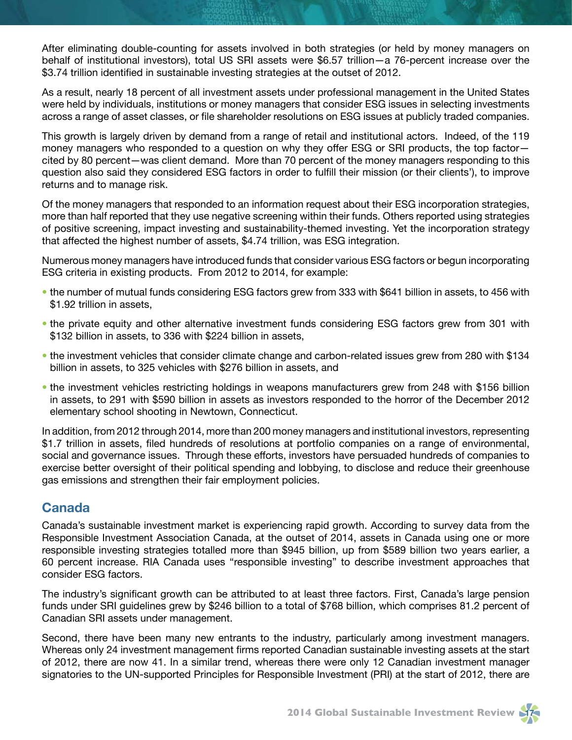After eliminating double-counting for assets involved in both strategies (or held by money managers on behalf of institutional investors), total US SRI assets were $6.57 trillion—a 76-percent increase over the $3.74 trillion identified in sustainable investing strategies at the outset of 2012.

As a result, nearly 18 percent of all investment assets under professional management in the United States were held by individuals, institutions or money managers that consider ESG issues in selecting investments across a range of asset classes, or file shareholder resolutions on ESG issues at publicly traded companies.

This growth is largely driven by demand from a range of retail and institutional actors. Indeed, of the 119 money managers who responded to a question on why they offer ESG or SRI products, the top factor—cited by 80 percent—was client demand. More than 70 percent of the money managers responding to this question also said they considered ESG factors in order to fulfill their mission (or their clients'), to improve returns and to manage risk.

Of the money managers that responded to an information request about their ESG incorporation strategies, more than half reported that they use negative screening within their funds. Others reported using strategies of positive screening, impact investing and sustainability-themed investing. Yet the incorporation strategy that affected the highest number of assets, $4.74 trillion, was ESG integration.

Numerous money managers have introduced funds that consider various ESG factors or begun incorporating ESG criteria in existing products. From 2012 to 2014, for example:

- the number of mutual funds considering ESG factors grew from 333 with $641 billion in assets, to 456 with $1.92 trillion in assets,
- the private equity and other alternative investment funds considering ESG factors grew from 301 with $132 billion in assets, to 336 with $224 billion in assets,
- the investment vehicles that consider climate change and carbon-related issues grew from 280 with $134 billion in assets, to 325 vehicles with $276 billion in assets, and
- the investment vehicles restricting holdings in weapons manufacturers grew from 248 with $156 billion in assets, to 291 with $590 billion in assets as investors responded to the horror of the December 2012 elementary school shooting in Newtown, Connecticut.

In addition, from 2012 through 2014, more than 200 money managers and institutional investors, representing $1.7 trillion in assets, filed hundreds of resolutions at portfolio companies on a range of environmental, social and governance issues. Through these efforts, investors have persuaded hundreds of companies to exercise better oversight of their political spending and lobbying, to disclose and reduce their greenhouse gas emissions and strengthen their fair employment policies.

## Canada

Canada's sustainable investment market is experiencing rapid growth. According to survey data from the Responsible Investment Association Canada, at the outset of 2014, assets in Canada using one or more responsible investing strategies totalled more than $945 billion, up from $589 billion two years earlier, a 60 percent increase. RIA Canada uses "responsible investing" to describe investment approaches that consider ESG factors.

The industry's significant growth can be attributed to at least three factors. First, Canada's large pension funds under SRI guidelines grew by $246 billion to a total of $768 billion, which comprises 81.2 percent of Canadian SRI assets under management.

Second, there have been many new entrants to the industry, particularly among investment managers. Whereas only 24 investment management firms reported Canadian sustainable investing assets at the start of 2012, there are now 41. In a similar trend, whereas there were only 12 Canadian investment manager signatories to the UN-supported Principles for Responsible Investment (PRI) at the start of 2012, there are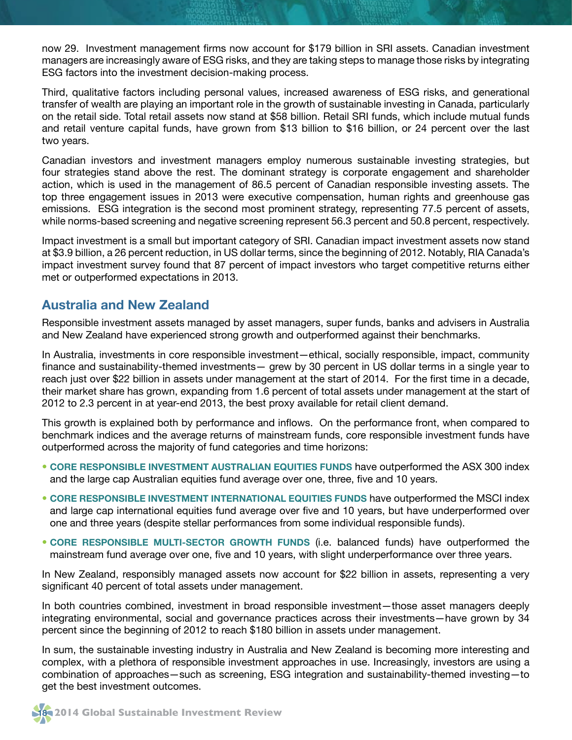now 29. Investment management firms now account for $179 billion in SRI assets. Canadian investment managers are increasingly aware of ESG risks, and they are taking steps to manage those risks by integrating ESG factors into the investment decision-making process.

Third, qualitative factors including personal values, increased awareness of ESG risks, and generational transfer of wealth are playing an important role in the growth of sustainable investing in Canada, particularly on the retail side. Total retail assets now stand at $58 billion. Retail SRI funds, which include mutual funds and retail venture capital funds, have grown from $13 billion to $16 billion, or 24 percent over the last two years.

Canadian investors and investment managers employ numerous sustainable investing strategies, but four strategies stand above the rest. The dominant strategy is corporate engagement and shareholder action, which is used in the management of 86.5 percent of Canadian responsible investing assets. The top three engagement issues in 2013 were executive compensation, human rights and greenhouse gas emissions. ESG integration is the second most prominent strategy, representing 77.5 percent of assets, while norms-based screening and negative screening represent 56.3 percent and 50.8 percent, respectively.

Impact investment is a small but important category of SRI. Canadian impact investment assets now stand at $3.9 billion, a 26 percent reduction, in US dollar terms, since the beginning of 2012. Notably, RIA Canada's impact investment survey found that 87 percent of impact investors who target competitive returns either met or outperformed expectations in 2013.

## Australia and New Zealand

Responsible investment assets managed by asset managers, super funds, banks and advisers in Australia and New Zealand have experienced strong growth and outperformed against their benchmarks.

In Australia, investments in core responsible investment—ethical, socially responsible, impact, community finance and sustainability-themed investments— grew by 30 percent in US dollar terms in a single year to reach just over $22 billion in assets under management at the start of 2014. For the first time in a decade, their market share has grown, expanding from 1.6 percent of total assets under management at the start of 2012 to 2.3 percent in at year-end 2013, the best proxy available for retail client demand.

This growth is explained both by performance and inflows. On the performance front, when compared to benchmark indices and the average returns of mainstream funds, core responsible investment funds have outperformed across the majority of fund categories and time horizons:

- **CORE RESPONSIBLE INVESTMENT AUSTRALIAN EQUITIES FUNDS** have outperformed the ASX 300 index and the large cap Australian equities fund average over one, three, five and 10 years.
- **CORE RESPONSIBLE INVESTMENT INTERNATIONAL EQUITIES FUNDS** have outperformed the MSCI index and large cap international equities fund average over five and 10 years, but have underperformed over one and three years (despite stellar performances from some individual responsible funds).
- **CORE RESPONSIBLE MULTI-SECTOR GROWTH FUNDS** (i.e. balanced funds) have outperformed the mainstream fund average over one, five and 10 years, with slight underperformance over three years.

In New Zealand, responsibly managed assets now account for $22 billion in assets, representing a very significant 40 percent of total assets under management.

In both countries combined, investment in broad responsible investment—those asset managers deeply integrating environmental, social and governance practices across their investments—have grown by 34 percent since the beginning of 2012 to reach $180 billion in assets under management.

In sum, the sustainable investing industry in Australia and New Zealand is becoming more interesting and complex, with a plethora of responsible investment approaches in use. Increasingly, investors are using a combination of approaches—such as screening, ESG integration and sustainability-themed investing—to get the best investment outcomes.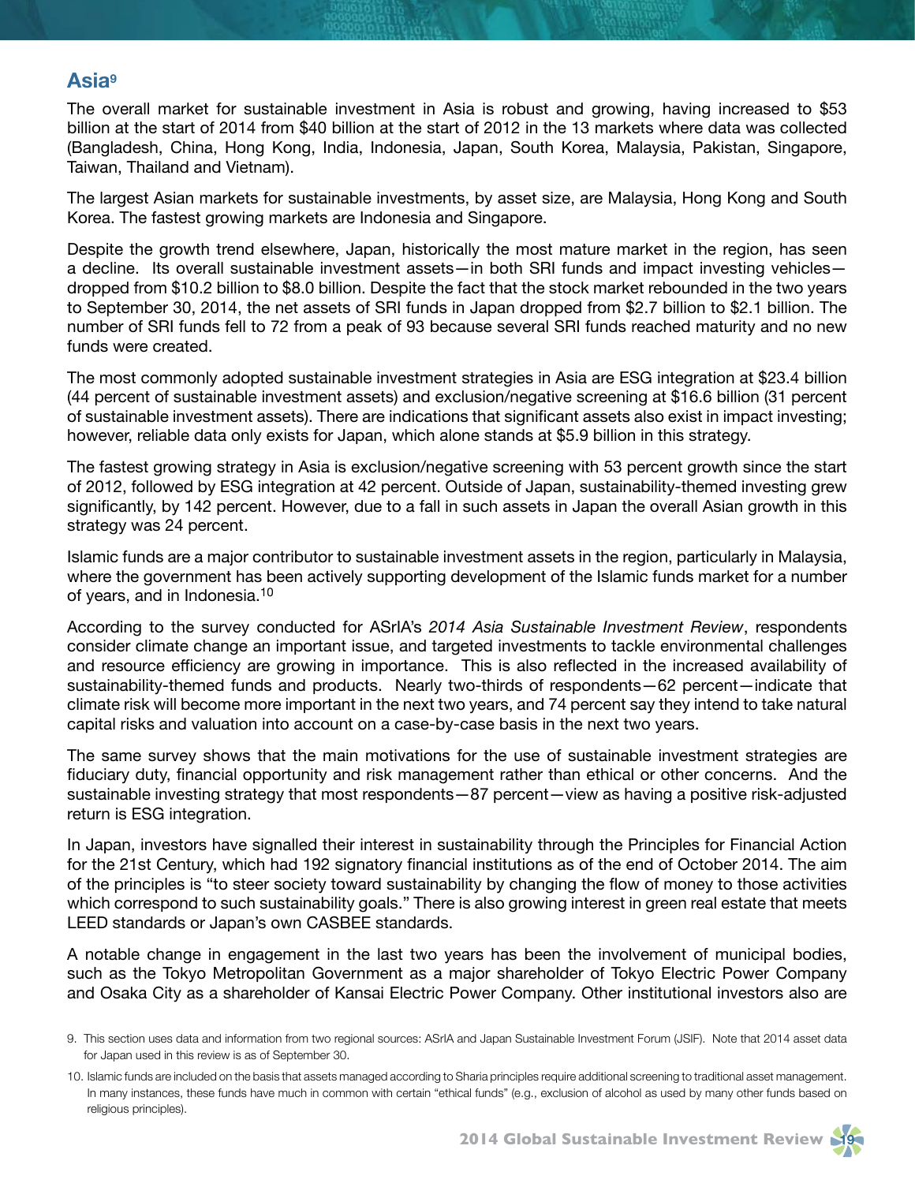## Asia[9]

The overall market for sustainable investment in Asia is robust and growing, having increased to $53 billion at the start of 2014 from $40 billion at the start of 2012 in the 13 markets where data was collected (Bangladesh, China, Hong Kong, India, Indonesia, Japan, South Korea, Malaysia, Pakistan, Singapore, Taiwan, Thailand and Vietnam).

The largest Asian markets for sustainable investments, by asset size, are Malaysia, Hong Kong and South Korea. The fastest growing markets are Indonesia and Singapore.

Despite the growth trend elsewhere, Japan, historically the most mature market in the region, has seen a decline. Its overall sustainable investment assets—in both SRI funds and impact investing vehicles—dropped from $10.2 billion to $8.0 billion. Despite the fact that the stock market rebounded in the two years to September 30, 2014, the net assets of SRI funds in Japan dropped from $2.7 billion to $2.1 billion. The number of SRI funds fell to 72 from a peak of 93 because several SRI funds reached maturity and no new funds were created.

The most commonly adopted sustainable investment strategies in Asia are ESG integration at $23.4 billion (44 percent of sustainable investment assets) and exclusion/negative screening at $16.6 billion (31 percent of sustainable investment assets). There are indications that significant assets also exist in impact investing; however, reliable data only exists for Japan, which alone stands at $5.9 billion in this strategy.

The fastest growing strategy in Asia is exclusion/negative screening with 53 percent growth since the start of 2012, followed by ESG integration at 42 percent. Outside of Japan, sustainability-themed investing grew significantly, by 142 percent. However, due to a fall in such assets in Japan the overall Asian growth in this strategy was 24 percent.

Islamic funds are a major contributor to sustainable investment assets in the region, particularly in Malaysia, where the government has been actively supporting development of the Islamic funds market for a number of years, and in Indonesia.[10]

According to the survey conducted for ASrIA's *2014 Asia Sustainable Investment Review*, respondents consider climate change an important issue, and targeted investments to tackle environmental challenges and resource efficiency are growing in importance. This is also reflected in the increased availability of sustainability-themed funds and products. Nearly two-thirds of respondents—62 percent—indicate that climate risk will become more important in the next two years, and 74 percent say they intend to take natural capital risks and valuation into account on a case-by-case basis in the next two years.

The same survey shows that the main motivations for the use of sustainable investment strategies are fiduciary duty, financial opportunity and risk management rather than ethical or other concerns. And the sustainable investing strategy that most respondents—87 percent—view as having a positive risk-adjusted return is ESG integration.

In Japan, investors have signalled their interest in sustainability through the Principles for Financial Action for the 21st Century, which had 192 signatory financial institutions as of the end of October 2014. The aim of the principles is "to steer society toward sustainability by changing the flow of money to those activities which correspond to such sustainability goals." There is also growing interest in green real estate that meets LEED standards or Japan's own CASBEE standards.

A notable change in engagement in the last two years has been the involvement of municipal bodies, such as the Tokyo Metropolitan Government as a major shareholder of Tokyo Electric Power Company and Osaka City as a shareholder of Kansai Electric Power Company. Other institutional investors also are

9. This section uses data and information from two regional sources: ASrIA and Japan Sustainable Investment Forum (JSIF). Note that 2014 asset data for Japan used in this review is as of September 30.

10. Islamic funds are included on the basis that assets managed according to Sharia principles require additional screening to traditional asset management. In many instances, these funds have much in common with certain "ethical funds" (e.g., exclusion of alcohol as used by many other funds based on religious principles).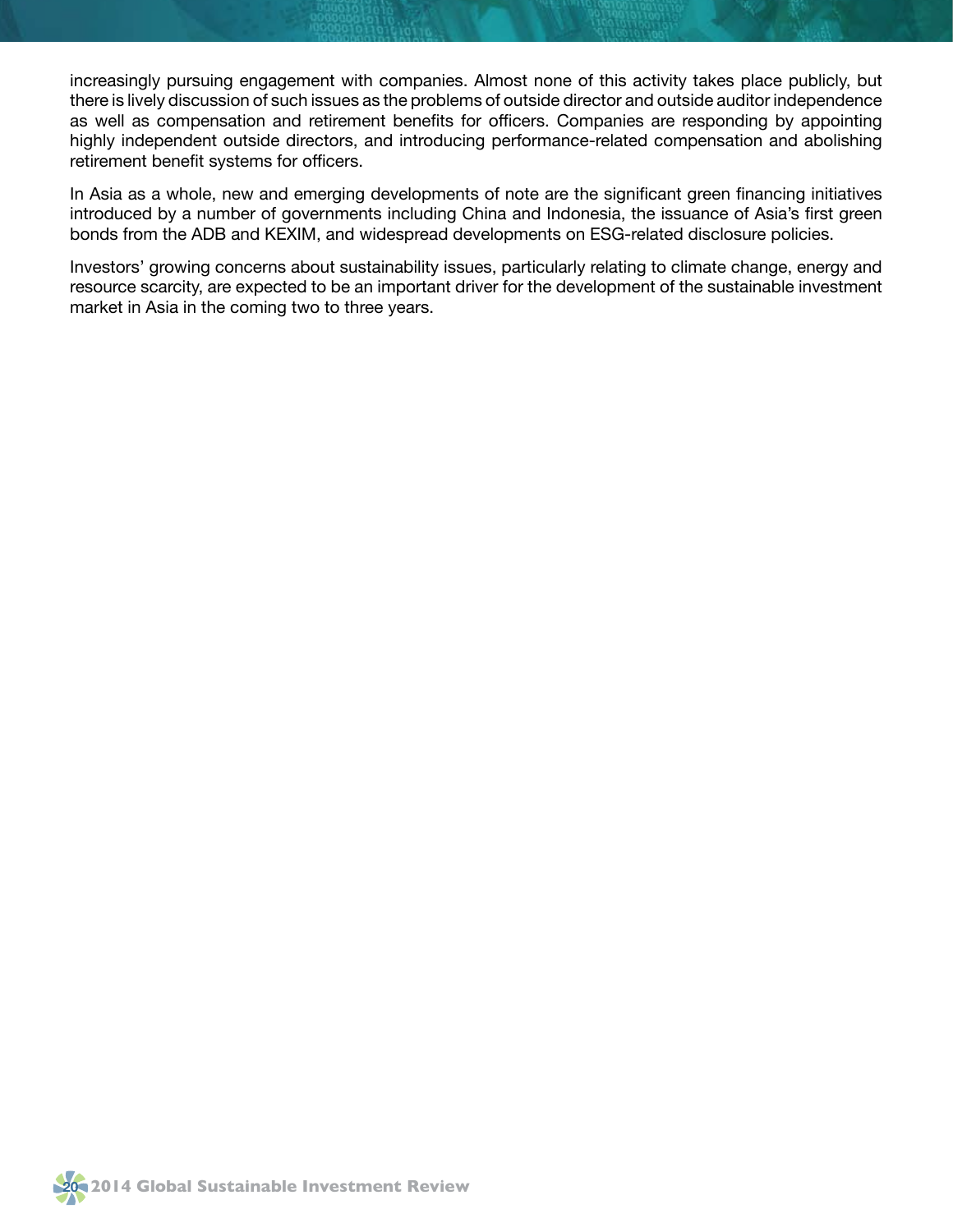increasingly pursuing engagement with companies. Almost none of this activity takes place publicly, but there is lively discussion of such issues as the problems of outside director and outside auditor independence as well as compensation and retirement benefits for officers. Companies are responding by appointing highly independent outside directors, and introducing performance-related compensation and abolishing retirement benefit systems for officers.

In Asia as a whole, new and emerging developments of note are the significant green financing initiatives introduced by a number of governments including China and Indonesia, the issuance of Asia's first green bonds from the ADB and KEXIM, and widespread developments on ESG-related disclosure policies.

Investors' growing concerns about sustainability issues, particularly relating to climate change, energy and resource scarcity, are expected to be an important driver for the development of the sustainable investment market in Asia in the coming two to three years.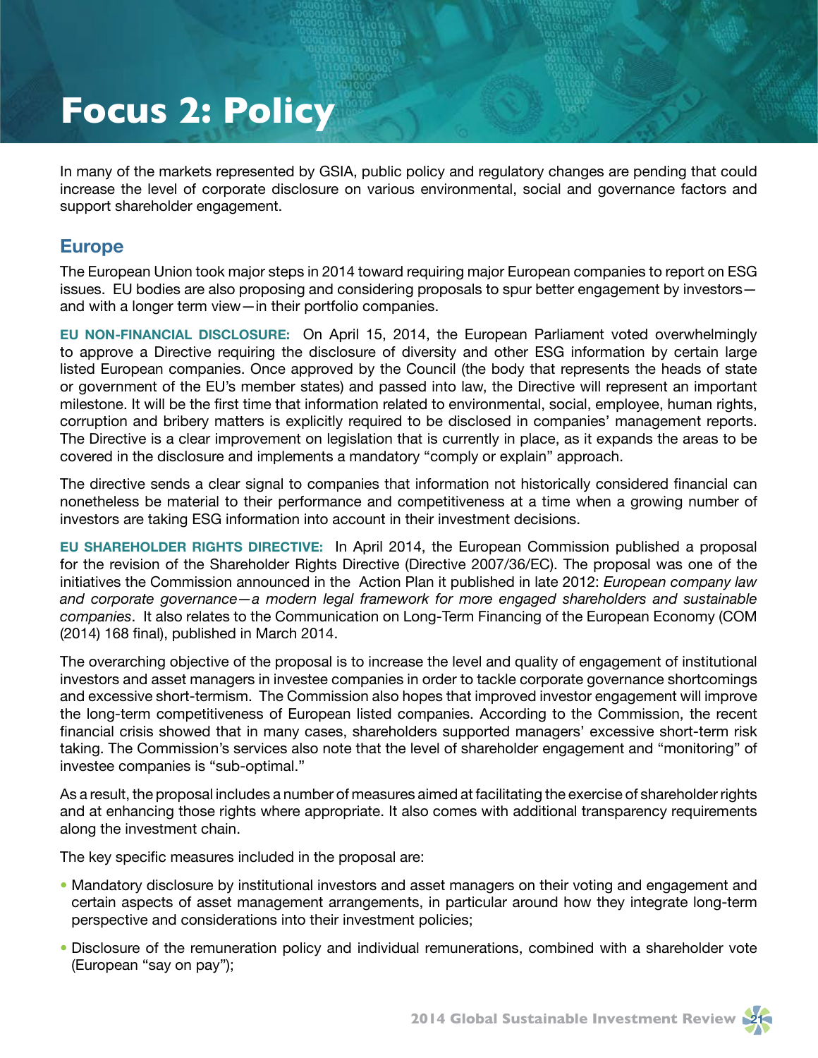# Focus 2: Policy

In many of the markets represented by GSIA, public policy and regulatory changes are pending that could increase the level of corporate disclosure on various environmental, social and governance factors and support shareholder engagement.

## Europe

The European Union took major steps in 2014 toward requiring major European companies to report on ESG issues. EU bodies are also proposing and considering proposals to spur better engagement by investors—and with a longer term view—in their portfolio companies.

**EU NON-FINANCIAL DISCLOSURE:** On April 15, 2014, the European Parliament voted overwhelmingly to approve a Directive requiring the disclosure of diversity and other ESG information by certain large listed European companies. Once approved by the Council (the body that represents the heads of state or government of the EU's member states) and passed into law, the Directive will represent an important milestone. It will be the first time that information related to environmental, social, employee, human rights, corruption and bribery matters is explicitly required to be disclosed in companies' management reports. The Directive is a clear improvement on legislation that is currently in place, as it expands the areas to be covered in the disclosure and implements a mandatory "comply or explain" approach.

The directive sends a clear signal to companies that information not historically considered financial can nonetheless be material to their performance and competitiveness at a time when a growing number of investors are taking ESG information into account in their investment decisions.

**EU SHAREHOLDER RIGHTS DIRECTIVE:** In April 2014, the European Commission published a proposal for the revision of the Shareholder Rights Directive (Directive 2007/36/EC). The proposal was one of the initiatives the Commission announced in the Action Plan it published in late 2012: *European company law and corporate governance—a modern legal framework for more engaged shareholders and sustainable companies*. It also relates to the Communication on Long-Term Financing of the European Economy (COM (2014) 168 final), published in March 2014.

The overarching objective of the proposal is to increase the level and quality of engagement of institutional investors and asset managers in investee companies in order to tackle corporate governance shortcomings and excessive short-termism. The Commission also hopes that improved investor engagement will improve the long-term competitiveness of European listed companies. According to the Commission, the recent financial crisis showed that in many cases, shareholders supported managers' excessive short-term risk taking. The Commission's services also note that the level of shareholder engagement and "monitoring" of investee companies is "sub-optimal."

As a result, the proposal includes a number of measures aimed at facilitating the exercise of shareholder rights and at enhancing those rights where appropriate. It also comes with additional transparency requirements along the investment chain.

The key specific measures included in the proposal are:

- Mandatory disclosure by institutional investors and asset managers on their voting and engagement and certain aspects of asset management arrangements, in particular around how they integrate long-term perspective and considerations into their investment policies;
- Disclosure of the remuneration policy and individual remunerations, combined with a shareholder vote (European "say on pay");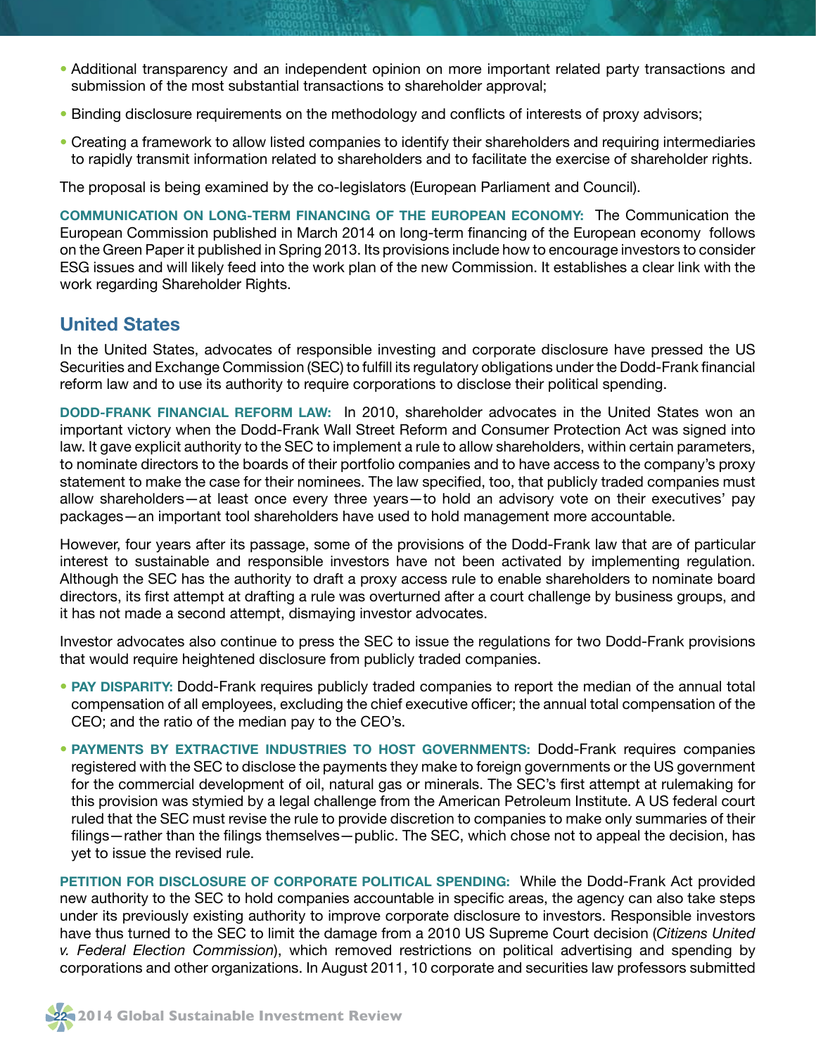- Additional transparency and an independent opinion on more important related party transactions and submission of the most substantial transactions to shareholder approval;
- Binding disclosure requirements on the methodology and conflicts of interests of proxy advisors;
- Creating a framework to allow listed companies to identify their shareholders and requiring intermediaries to rapidly transmit information related to shareholders and to facilitate the exercise of shareholder rights.

The proposal is being examined by the co-legislators (European Parliament and Council).

**COMMUNICATION ON LONG-TERM FINANCING OF THE EUROPEAN ECONOMY:** The Communication the European Commission published in March 2014 on long-term financing of the European economy follows on the Green Paper it published in Spring 2013. Its provisions include how to encourage investors to consider ESG issues and will likely feed into the work plan of the new Commission. It establishes a clear link with the work regarding Shareholder Rights.

## United States

In the United States, advocates of responsible investing and corporate disclosure have pressed the US Securities and Exchange Commission (SEC) to fulfill its regulatory obligations under the Dodd-Frank financial reform law and to use its authority to require corporations to disclose their political spending.

**DODD-FRANK FINANCIAL REFORM LAW:** In 2010, shareholder advocates in the United States won an important victory when the Dodd-Frank Wall Street Reform and Consumer Protection Act was signed into law. It gave explicit authority to the SEC to implement a rule to allow shareholders, within certain parameters, to nominate directors to the boards of their portfolio companies and to have access to the company's proxy statement to make the case for their nominees. The law specified, too, that publicly traded companies must allow shareholders—at least once every three years—to hold an advisory vote on their executives' pay packages—an important tool shareholders have used to hold management more accountable.

However, four years after its passage, some of the provisions of the Dodd-Frank law that are of particular interest to sustainable and responsible investors have not been activated by implementing regulation. Although the SEC has the authority to draft a proxy access rule to enable shareholders to nominate board directors, its first attempt at drafting a rule was overturned after a court challenge by business groups, and it has not made a second attempt, dismaying investor advocates.

Investor advocates also continue to press the SEC to issue the regulations for two Dodd-Frank provisions that would require heightened disclosure from publicly traded companies.

- **PAY DISPARITY:** Dodd-Frank requires publicly traded companies to report the median of the annual total compensation of all employees, excluding the chief executive officer; the annual total compensation of the CEO; and the ratio of the median pay to the CEO's.
- **PAYMENTS BY EXTRACTIVE INDUSTRIES TO HOST GOVERNMENTS:** Dodd-Frank requires companies registered with the SEC to disclose the payments they make to foreign governments or the US government for the commercial development of oil, natural gas or minerals. The SEC's first attempt at rulemaking for this provision was stymied by a legal challenge from the American Petroleum Institute. A US federal court ruled that the SEC must revise the rule to provide discretion to companies to make only summaries of their filings—rather than the filings themselves—public. The SEC, which chose not to appeal the decision, has yet to issue the revised rule.

**PETITION FOR DISCLOSURE OF CORPORATE POLITICAL SPENDING:** While the Dodd-Frank Act provided new authority to the SEC to hold companies accountable in specific areas, the agency can also take steps under its previously existing authority to improve corporate disclosure to investors. Responsible investors have thus turned to the SEC to limit the damage from a 2010 US Supreme Court decision (*Citizens United v. Federal Election Commission*), which removed restrictions on political advertising and spending by corporations and other organizations. In August 2011, 10 corporate and securities law professors submitted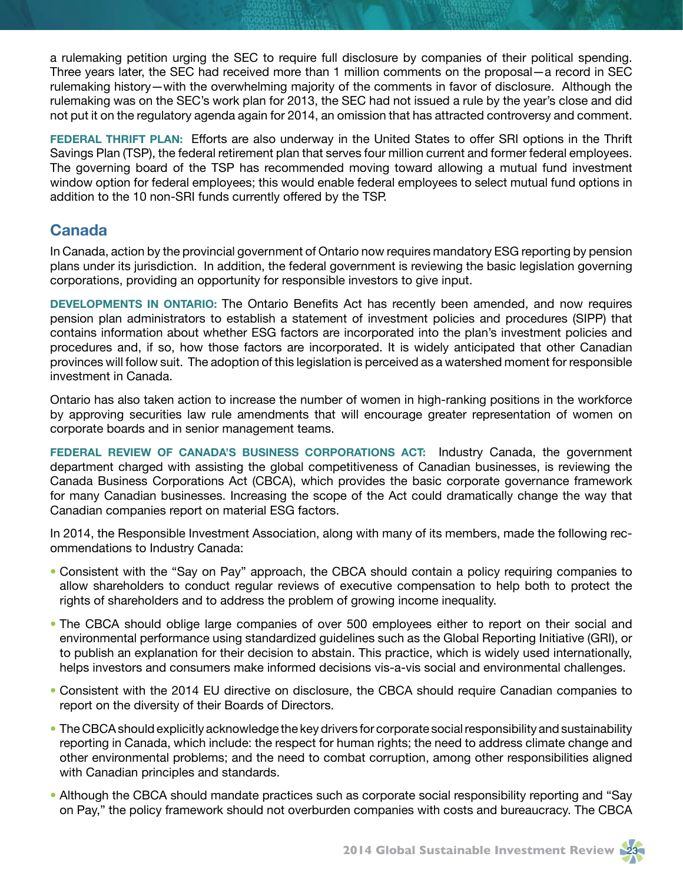a rulemaking petition urging the SEC to require full disclosure by companies of their political spending. Three years later, the SEC had received more than 1 million comments on the proposal—a record in SEC rulemaking history—with the overwhelming majority of the comments in favor of disclosure. Although the rulemaking was on the SEC's work plan for 2013, the SEC had not issued a rule by the year's close and did not put it on the regulatory agenda again for 2014, an omission that has attracted controversy and comment.

**FEDERAL THRIFT PLAN:** Efforts are also underway in the United States to offer SRI options in the Thrift Savings Plan (TSP), the federal retirement plan that serves four million current and former federal employees. The governing board of the TSP has recommended moving toward allowing a mutual fund investment window option for federal employees; this would enable federal employees to select mutual fund options in addition to the 10 non-SRI funds currently offered by the TSP.

## Canada

In Canada, action by the provincial government of Ontario now requires mandatory ESG reporting by pension plans under its jurisdiction. In addition, the federal government is reviewing the basic legislation governing corporations, providing an opportunity for responsible investors to give input.

**DEVELOPMENTS IN ONTARIO:** The Ontario Benefits Act has recently been amended, and now requires pension plan administrators to establish a statement of investment policies and procedures (SIPP) that contains information about whether ESG factors are incorporated into the plan's investment policies and procedures and, if so, how those factors are incorporated. It is widely anticipated that other Canadian provinces will follow suit. The adoption of this legislation is perceived as a watershed moment for responsible investment in Canada.

Ontario has also taken action to increase the number of women in high-ranking positions in the workforce by approving securities law rule amendments that will encourage greater representation of women on corporate boards and in senior management teams.

**FEDERAL REVIEW OF CANADA'S BUSINESS CORPORATIONS ACT:** Industry Canada, the government department charged with assisting the global competitiveness of Canadian businesses, is reviewing the Canada Business Corporations Act (CBCA), which provides the basic corporate governance framework for many Canadian businesses. Increasing the scope of the Act could dramatically change the way that Canadian companies report on material ESG factors.

In 2014, the Responsible Investment Association, along with many of its members, made the following recommendations to Industry Canada:

- Consistent with the "Say on Pay" approach, the CBCA should contain a policy requiring companies to allow shareholders to conduct regular reviews of executive compensation to help both to protect the rights of shareholders and to address the problem of growing income inequality.
- The CBCA should oblige large companies of over 500 employees either to report on their social and environmental performance using standardized guidelines such as the Global Reporting Initiative (GRI), or to publish an explanation for their decision to abstain. This practice, which is widely used internationally, helps investors and consumers make informed decisions vis-a-vis social and environmental challenges.
- Consistent with the 2014 EU directive on disclosure, the CBCA should require Canadian companies to report on the diversity of their Boards of Directors.
- The CBCA should explicitly acknowledge the key drivers for corporate social responsibility and sustainability reporting in Canada, which include: the respect for human rights; the need to address climate change and other environmental problems; and the need to combat corruption, among other responsibilities aligned with Canadian principles and standards.
- Although the CBCA should mandate practices such as corporate social responsibility reporting and "Say on Pay," the policy framework should not overburden companies with costs and bureaucracy. The CBCA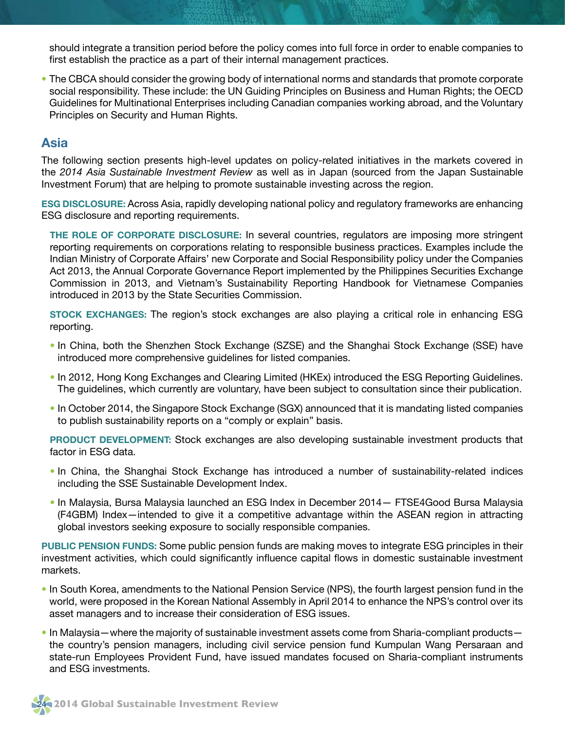should integrate a transition period before the policy comes into full force in order to enable companies to first establish the practice as a part of their internal management practices.

- The CBCA should consider the growing body of international norms and standards that promote corporate social responsibility. These include: the UN Guiding Principles on Business and Human Rights; the OECD Guidelines for Multinational Enterprises including Canadian companies working abroad, and the Voluntary Principles on Security and Human Rights.

## Asia

The following section presents high-level updates on policy-related initiatives in the markets covered in the *2014 Asia Sustainable Investment Review* as well as in Japan (sourced from the Japan Sustainable Investment Forum) that are helping to promote sustainable investing across the region.

**ESG DISCLOSURE:** Across Asia, rapidly developing national policy and regulatory frameworks are enhancing ESG disclosure and reporting requirements.

**THE ROLE OF CORPORATE DISCLOSURE:** In several countries, regulators are imposing more stringent reporting requirements on corporations relating to responsible business practices. Examples include the Indian Ministry of Corporate Affairs' new Corporate and Social Responsibility policy under the Companies Act 2013, the Annual Corporate Governance Report implemented by the Philippines Securities Exchange Commission in 2013, and Vietnam's Sustainability Reporting Handbook for Vietnamese Companies introduced in 2013 by the State Securities Commission.

**STOCK EXCHANGES:** The region's stock exchanges are also playing a critical role in enhancing ESG reporting.

- In China, both the Shenzhen Stock Exchange (SZSE) and the Shanghai Stock Exchange (SSE) have introduced more comprehensive guidelines for listed companies.
- In 2012, Hong Kong Exchanges and Clearing Limited (HKEx) introduced the ESG Reporting Guidelines. The guidelines, which currently are voluntary, have been subject to consultation since their publication.
- In October 2014, the Singapore Stock Exchange (SGX) announced that it is mandating listed companies to publish sustainability reports on a "comply or explain" basis.

**PRODUCT DEVELOPMENT:** Stock exchanges are also developing sustainable investment products that factor in ESG data.

- In China, the Shanghai Stock Exchange has introduced a number of sustainability-related indices including the SSE Sustainable Development Index.
- In Malaysia, Bursa Malaysia launched an ESG Index in December 2014— FTSE4Good Bursa Malaysia (F4GBM) Index—intended to give it a competitive advantage within the ASEAN region in attracting global investors seeking exposure to socially responsible companies.

**PUBLIC PENSION FUNDS:** Some public pension funds are making moves to integrate ESG principles in their investment activities, which could significantly influence capital flows in domestic sustainable investment markets.

- In South Korea, amendments to the National Pension Service (NPS), the fourth largest pension fund in the world, were proposed in the Korean National Assembly in April 2014 to enhance the NPS's control over its asset managers and to increase their consideration of ESG issues.
- In Malaysia—where the majority of sustainable investment assets come from Sharia-compliant products—the country's pension managers, including civil service pension fund Kumpulan Wang Persaraan and state-run Employees Provident Fund, have issued mandates focused on Sharia-compliant instruments and ESG investments.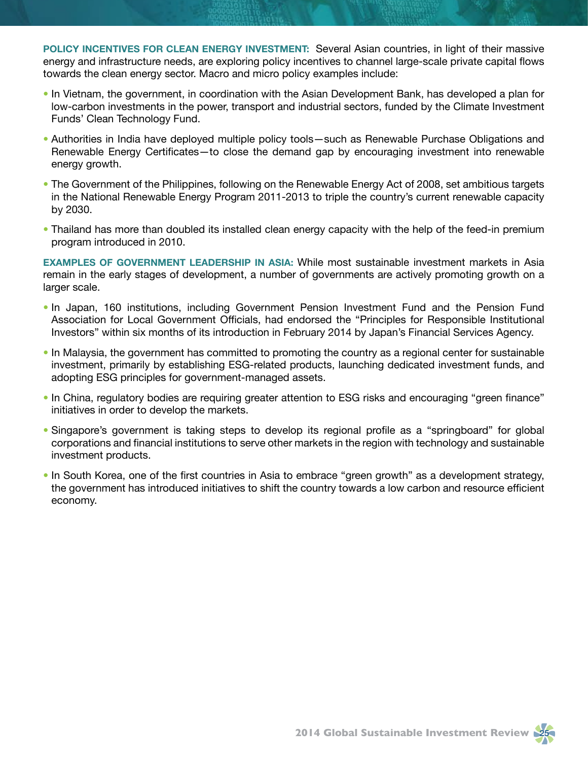**POLICY INCENTIVES FOR CLEAN ENERGY INVESTMENT:** Several Asian countries, in light of their massive energy and infrastructure needs, are exploring policy incentives to channel large-scale private capital flows towards the clean energy sector. Macro and micro policy examples include:

- In Vietnam, the government, in coordination with the Asian Development Bank, has developed a plan for low-carbon investments in the power, transport and industrial sectors, funded by the Climate Investment Funds' Clean Technology Fund.
- Authorities in India have deployed multiple policy tools—such as Renewable Purchase Obligations and Renewable Energy Certificates—to close the demand gap by encouraging investment into renewable energy growth.
- The Government of the Philippines, following on the Renewable Energy Act of 2008, set ambitious targets in the National Renewable Energy Program 2011-2013 to triple the country's current renewable capacity by 2030.
- Thailand has more than doubled its installed clean energy capacity with the help of the feed-in premium program introduced in 2010.

**EXAMPLES OF GOVERNMENT LEADERSHIP IN ASIA:** While most sustainable investment markets in Asia remain in the early stages of development, a number of governments are actively promoting growth on a larger scale.

- In Japan, 160 institutions, including Government Pension Investment Fund and the Pension Fund Association for Local Government Officials, had endorsed the "Principles for Responsible Institutional Investors" within six months of its introduction in February 2014 by Japan's Financial Services Agency.
- In Malaysia, the government has committed to promoting the country as a regional center for sustainable investment, primarily by establishing ESG-related products, launching dedicated investment funds, and adopting ESG principles for government-managed assets.
- In China, regulatory bodies are requiring greater attention to ESG risks and encouraging "green finance" initiatives in order to develop the markets.
- Singapore's government is taking steps to develop its regional profile as a "springboard" for global corporations and financial institutions to serve other markets in the region with technology and sustainable investment products.
- In South Korea, one of the first countries in Asia to embrace "green growth" as a development strategy, the government has introduced initiatives to shift the country towards a low carbon and resource efficient economy.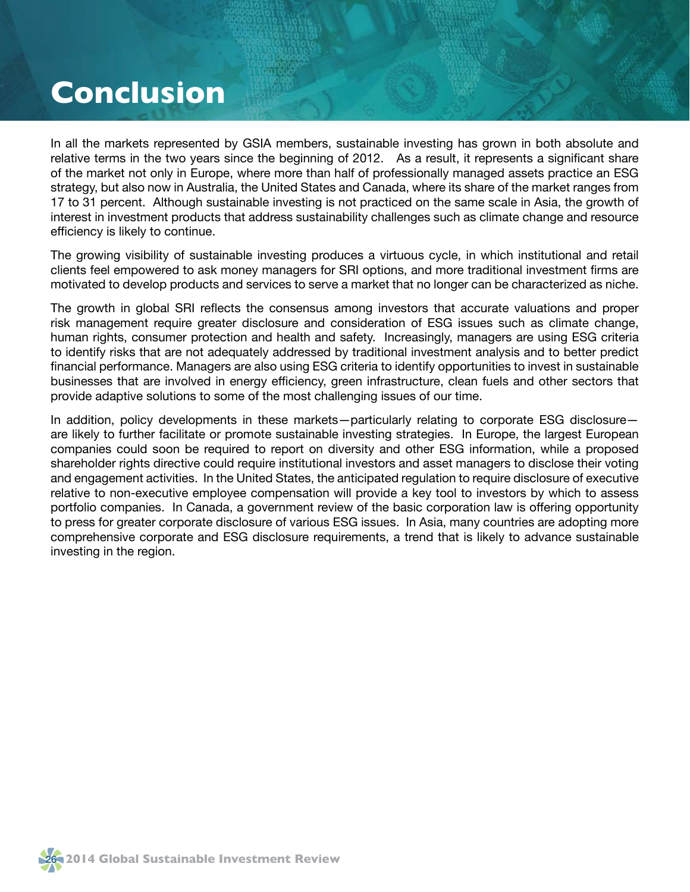# Conclusion

In all the markets represented by GSIA members, sustainable investing has grown in both absolute and relative terms in the two years since the beginning of 2012. As a result, it represents a significant share of the market not only in Europe, where more than half of professionally managed assets practice an ESG strategy, but also now in Australia, the United States and Canada, where its share of the market ranges from 17 to 31 percent. Although sustainable investing is not practiced on the same scale in Asia, the growth of interest in investment products that address sustainability challenges such as climate change and resource efficiency is likely to continue.

The growing visibility of sustainable investing produces a virtuous cycle, in which institutional and retail clients feel empowered to ask money managers for SRI options, and more traditional investment firms are motivated to develop products and services to serve a market that no longer can be characterized as niche.

The growth in global SRI reflects the consensus among investors that accurate valuations and proper risk management require greater disclosure and consideration of ESG issues such as climate change, human rights, consumer protection and health and safety. Increasingly, managers are using ESG criteria to identify risks that are not adequately addressed by traditional investment analysis and to better predict financial performance. Managers are also using ESG criteria to identify opportunities to invest in sustainable businesses that are involved in energy efficiency, green infrastructure, clean fuels and other sectors that provide adaptive solutions to some of the most challenging issues of our time.

In addition, policy developments in these markets—particularly relating to corporate ESG disclosure—are likely to further facilitate or promote sustainable investing strategies. In Europe, the largest European companies could soon be required to report on diversity and other ESG information, while a proposed shareholder rights directive could require institutional investors and asset managers to disclose their voting and engagement activities. In the United States, the anticipated regulation to require disclosure of executive relative to non-executive employee compensation will provide a key tool to investors by which to assess portfolio companies. In Canada, a government review of the basic corporation law is offering opportunity to press for greater corporate disclosure of various ESG issues. In Asia, many countries are adopting more comprehensive corporate and ESG disclosure requirements, a trend that is likely to advance sustainable investing in the region.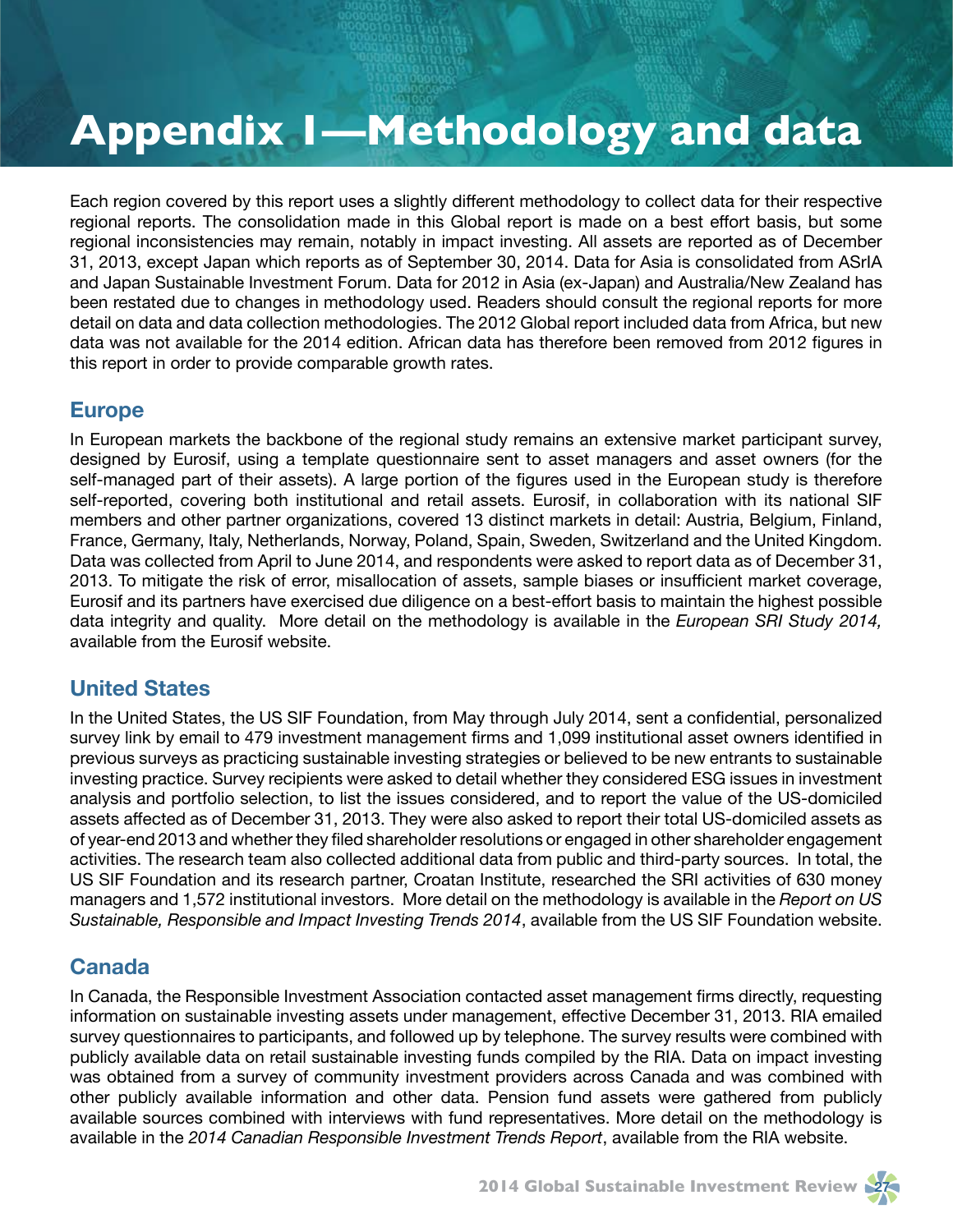# Appendix I—Methodology and data

Each region covered by this report uses a slightly different methodology to collect data for their respective regional reports. The consolidation made in this Global report is made on a best effort basis, but some regional inconsistencies may remain, notably in impact investing. All assets are reported as of December 31, 2013, except Japan which reports as of September 30, 2014. Data for Asia is consolidated from ASrIA and Japan Sustainable Investment Forum. Data for 2012 in Asia (ex-Japan) and Australia/New Zealand has been restated due to changes in methodology used. Readers should consult the regional reports for more detail on data and data collection methodologies. The 2012 Global report included data from Africa, but new data was not available for the 2014 edition. African data has therefore been removed from 2012 figures in this report in order to provide comparable growth rates.

## Europe

In European markets the backbone of the regional study remains an extensive market participant survey, designed by Eurosif, using a template questionnaire sent to asset managers and asset owners (for the self-managed part of their assets). A large portion of the figures used in the European study is therefore self-reported, covering both institutional and retail assets. Eurosif, in collaboration with its national SIF members and other partner organizations, covered 13 distinct markets in detail: Austria, Belgium, Finland, France, Germany, Italy, Netherlands, Norway, Poland, Spain, Sweden, Switzerland and the United Kingdom. Data was collected from April to June 2014, and respondents were asked to report data as of December 31, 2013. To mitigate the risk of error, misallocation of assets, sample biases or insufficient market coverage, Eurosif and its partners have exercised due diligence on a best-effort basis to maintain the highest possible data integrity and quality. More detail on the methodology is available in the *European SRI Study 2014,* available from the Eurosif website.

## United States

In the United States, the US SIF Foundation, from May through July 2014, sent a confidential, personalized survey link by email to 479 investment management firms and 1,099 institutional asset owners identified in previous surveys as practicing sustainable investing strategies or believed to be new entrants to sustainable investing practice. Survey recipients were asked to detail whether they considered ESG issues in investment analysis and portfolio selection, to list the issues considered, and to report the value of the US-domiciled assets affected as of December 31, 2013. They were also asked to report their total US-domiciled assets as of year-end 2013 and whether they filed shareholder resolutions or engaged in other shareholder engagement activities. The research team also collected additional data from public and third-party sources. In total, the US SIF Foundation and its research partner, Croatan Institute, researched the SRI activities of 630 money managers and 1,572 institutional investors. More detail on the methodology is available in the *Report on US Sustainable, Responsible and Impact Investing Trends 2014*, available from the US SIF Foundation website.

## Canada

In Canada, the Responsible Investment Association contacted asset management firms directly, requesting information on sustainable investing assets under management, effective December 31, 2013. RIA emailed survey questionnaires to participants, and followed up by telephone. The survey results were combined with publicly available data on retail sustainable investing funds compiled by the RIA. Data on impact investing was obtained from a survey of community investment providers across Canada and was combined with other publicly available information and other data. Pension fund assets were gathered from publicly available sources combined with interviews with fund representatives. More detail on the methodology is available in the *2014 Canadian Responsible Investment Trends Report*, available from the RIA website.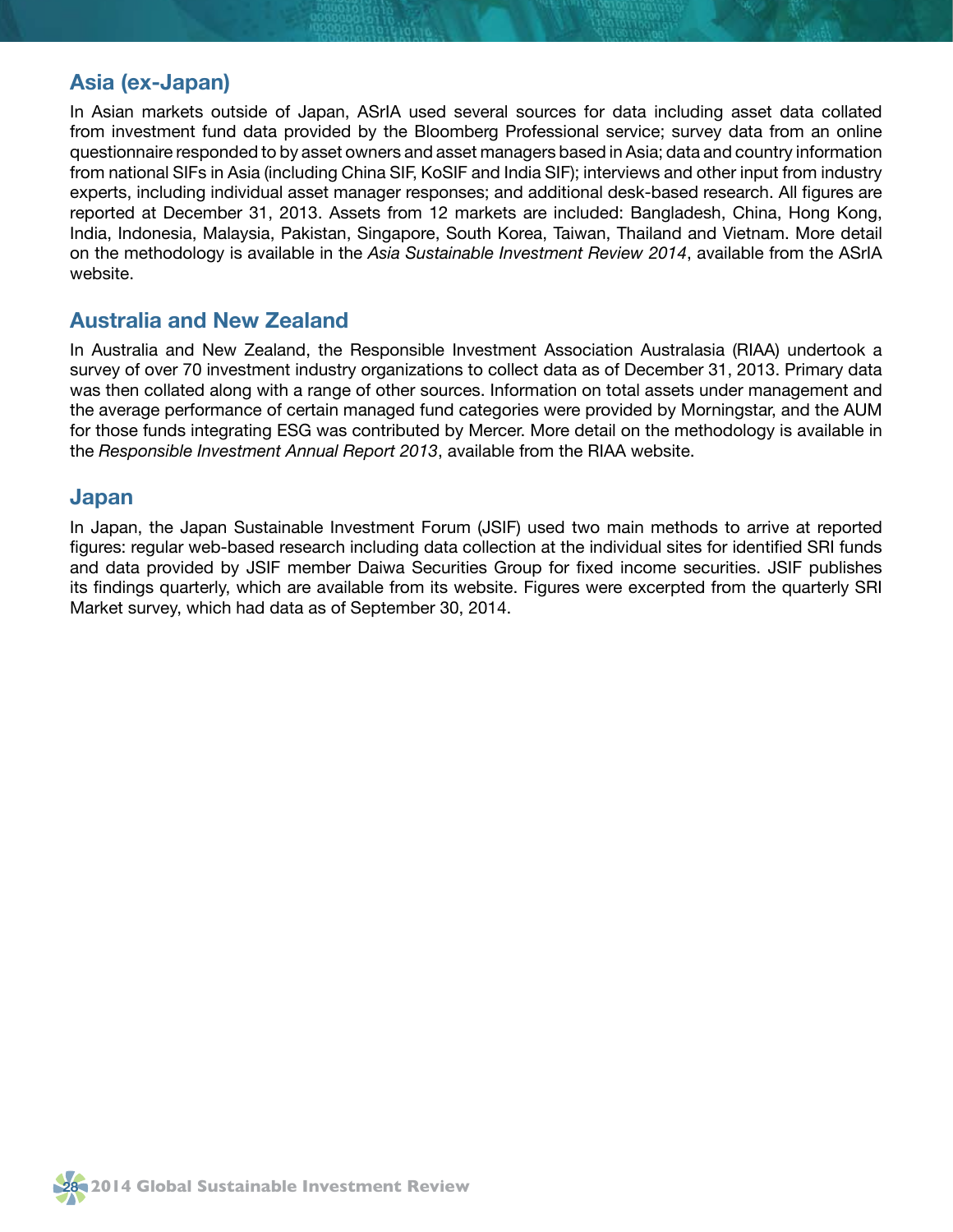## Asia (ex-Japan)

In Asian markets outside of Japan, ASrIA used several sources for data including asset data collated from investment fund data provided by the Bloomberg Professional service; survey data from an online questionnaire responded to by asset owners and asset managers based in Asia; data and country information from national SIFs in Asia (including China SIF, KoSIF and India SIF); interviews and other input from industry experts, including individual asset manager responses; and additional desk-based research. All figures are reported at December 31, 2013. Assets from 12 markets are included: Bangladesh, China, Hong Kong, India, Indonesia, Malaysia, Pakistan, Singapore, South Korea, Taiwan, Thailand and Vietnam. More detail on the methodology is available in the *Asia Sustainable Investment Review 2014*, available from the ASrIA website.

## Australia and New Zealand

In Australia and New Zealand, the Responsible Investment Association Australasia (RIAA) undertook a survey of over 70 investment industry organizations to collect data as of December 31, 2013. Primary data was then collated along with a range of other sources. Information on total assets under management and the average performance of certain managed fund categories were provided by Morningstar, and the AUM for those funds integrating ESG was contributed by Mercer. More detail on the methodology is available in the *Responsible Investment Annual Report 2013*, available from the RIAA website.

## Japan

In Japan, the Japan Sustainable Investment Forum (JSIF) used two main methods to arrive at reported figures: regular web-based research including data collection at the individual sites for identified SRI funds and data provided by JSIF member Daiwa Securities Group for fixed income securities. JSIF publishes its findings quarterly, which are available from its website. Figures were excerpted from the quarterly SRI Market survey, which had data as of September 30, 2014.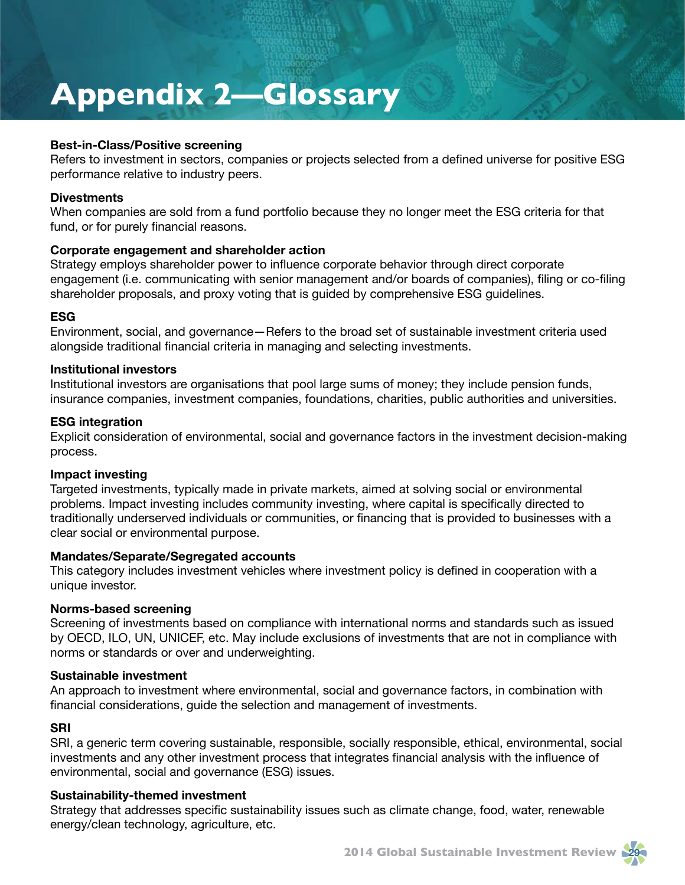# Appendix 2—Glossary

**Best-in-Class/Positive screening**
Refers to investment in sectors, companies or projects selected from a defined universe for positive ESG performance relative to industry peers.

**Divestments**
When companies are sold from a fund portfolio because they no longer meet the ESG criteria for that fund, or for purely financial reasons.

**Corporate engagement and shareholder action**
Strategy employs shareholder power to influence corporate behavior through direct corporate engagement (i.e. communicating with senior management and/or boards of companies), filing or co-filing shareholder proposals, and proxy voting that is guided by comprehensive ESG guidelines.

**ESG**
Environment, social, and governance—Refers to the broad set of sustainable investment criteria used alongside traditional financial criteria in managing and selecting investments.

**Institutional investors**
Institutional investors are organisations that pool large sums of money; they include pension funds, insurance companies, investment companies, foundations, charities, public authorities and universities.

**ESG integration**
Explicit consideration of environmental, social and governance factors in the investment decision-making process.

**Impact investing**
Targeted investments, typically made in private markets, aimed at solving social or environmental problems. Impact investing includes community investing, where capital is specifically directed to traditionally underserved individuals or communities, or financing that is provided to businesses with a clear social or environmental purpose.

**Mandates/Separate/Segregated accounts**
This category includes investment vehicles where investment policy is defined in cooperation with a unique investor.

**Norms-based screening**
Screening of investments based on compliance with international norms and standards such as issued by OECD, ILO, UN, UNICEF, etc. May include exclusions of investments that are not in compliance with norms or standards or over and underweighting.

**Sustainable investment**
An approach to investment where environmental, social and governance factors, in combination with financial considerations, guide the selection and management of investments.

**SRI**
SRI, a generic term covering sustainable, responsible, socially responsible, ethical, environmental, social investments and any other investment process that integrates financial analysis with the influence of environmental, social and governance (ESG) issues.

**Sustainability-themed investment**
Strategy that addresses specific sustainability issues such as climate change, food, water, renewable energy/clean technology, agriculture, etc.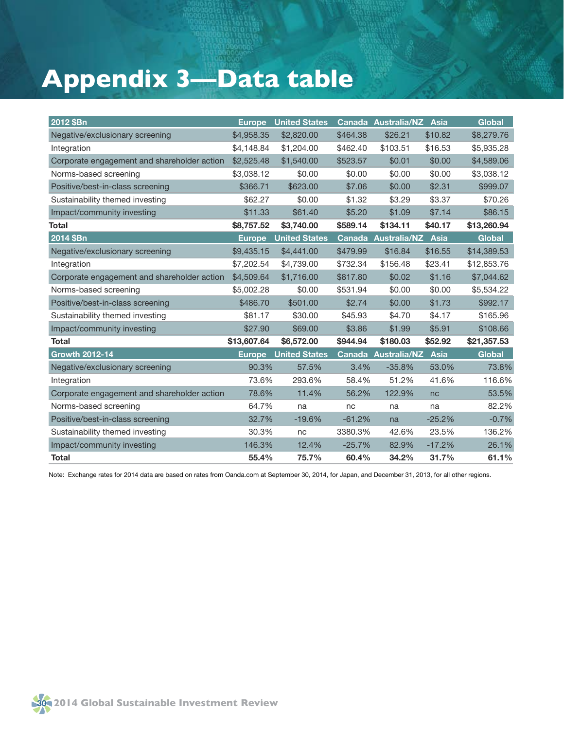# Appendix 3—Data table

| 2012 $Bn | Europe | United States | Canada | Australia/NZ | Asia | Global |
|---|---|---|---|---|---|---|
| Negative/exclusionary screening | $4,958.35 | $2,820.00 | $464.38 | $26.21 | $10.82 | $8,279.76 |
| Integration | $4,148.84 | $1,204.00 | $462.40 | $103.51 | $16.53 | $5,935.28 |
| Corporate engagement and shareholder action | $2,525.48 | $1,540.00 | $523.57 | $0.01 | $0.00 | $4,589.06 |
| Norms-based screening | $3,038.12 | $0.00 | $0.00 | $0.00 | $0.00 | $3,038.12 |
| Positive/best-in-class screening | $366.71 | $623.00 | $7.06 | $0.00 | $2.31 | $999.07 |
| Sustainability themed investing | $62.27 | $0.00 | $1.32 | $3.29 | $3.37 | $70.26 |
| Impact/community investing | $11.33 | $61.40 | $5.20 | $1.09 | $7.14 | $86.15 |
| **Total** | **$8,757.52** | **$3,740.00** | **$589.14** | **$134.11** | **$40.17** | **$13,260.94** |
| **2014 $Bn** | **Europe** | **United States** | **Canada** | **Australia/NZ** | **Asia** | **Global** |
| Negative/exclusionary screening | $9,435.15 | $4,441.00 | $479.99 | $16.84 | $16.55 | $14,389.53 |
| Integration | $7,202.54 | $4,739.00 | $732.34 | $156.48 | $23.41 | $12,853.76 |
| Corporate engagement and shareholder action | $4,509.64 | $1,716.00 | $817.80 | $0.02 | $1.16 | $7,044.62 |
| Norms-based screening | $5,002.28 | $0.00 | $531.94 | $0.00 | $0.00 | $5,534.22 |
| Positive/best-in-class screening | $486.70 | $501.00 | $2.74 | $0.00 | $1.73 | $992.17 |
| Sustainability themed investing | $81.17 | $30.00 | $45.93 | $4.70 | $4.17 | $165.96 |
| Impact/community investing | $27.90 | $69.00 | $3.86 | $1.99 | $5.91 | $108.66 |
| **Total** | **$13,607.64** | **$6,572.00** | **$944.94** | **$180.03** | **$52.92** | **$21,357.53** |
| **Growth 2012-14** | **Europe** | **United States** | **Canada** | **Australia/NZ** | **Asia** | **Global** |
| Negative/exclusionary screening | 90.3% | 57.5% | 3.4% | -35.8% | 53.0% | 73.8% |
| Integration | 73.6% | 293.6% | 58.4% | 51.2% | 41.6% | 116.6% |
| Corporate engagement and shareholder action | 78.6% | 11.4% | 56.2% | 122.9% | nc | 53.5% |
| Norms-based screening | 64.7% | na | nc | na | na | 82.2% |
| Positive/best-in-class screening | 32.7% | -19.6% | -61.2% | na | -25.2% | -0.7% |
| Sustainability themed investing | 30.3% | nc | 3380.3% | 42.6% | 23.5% | 136.2% |
| Impact/community investing | 146.3% | 12.4% | -25.7% | 82.9% | -17.2% | 26.1% |
| **Total** | **55.4%** | **75.7%** | **60.4%** | **34.2%** | **31.7%** | **61.1%** |

Note: Exchange rates for 2014 data are based on rates from Oanda.com at September 30, 2014, for Japan, and December 31, 2013, for all other regions.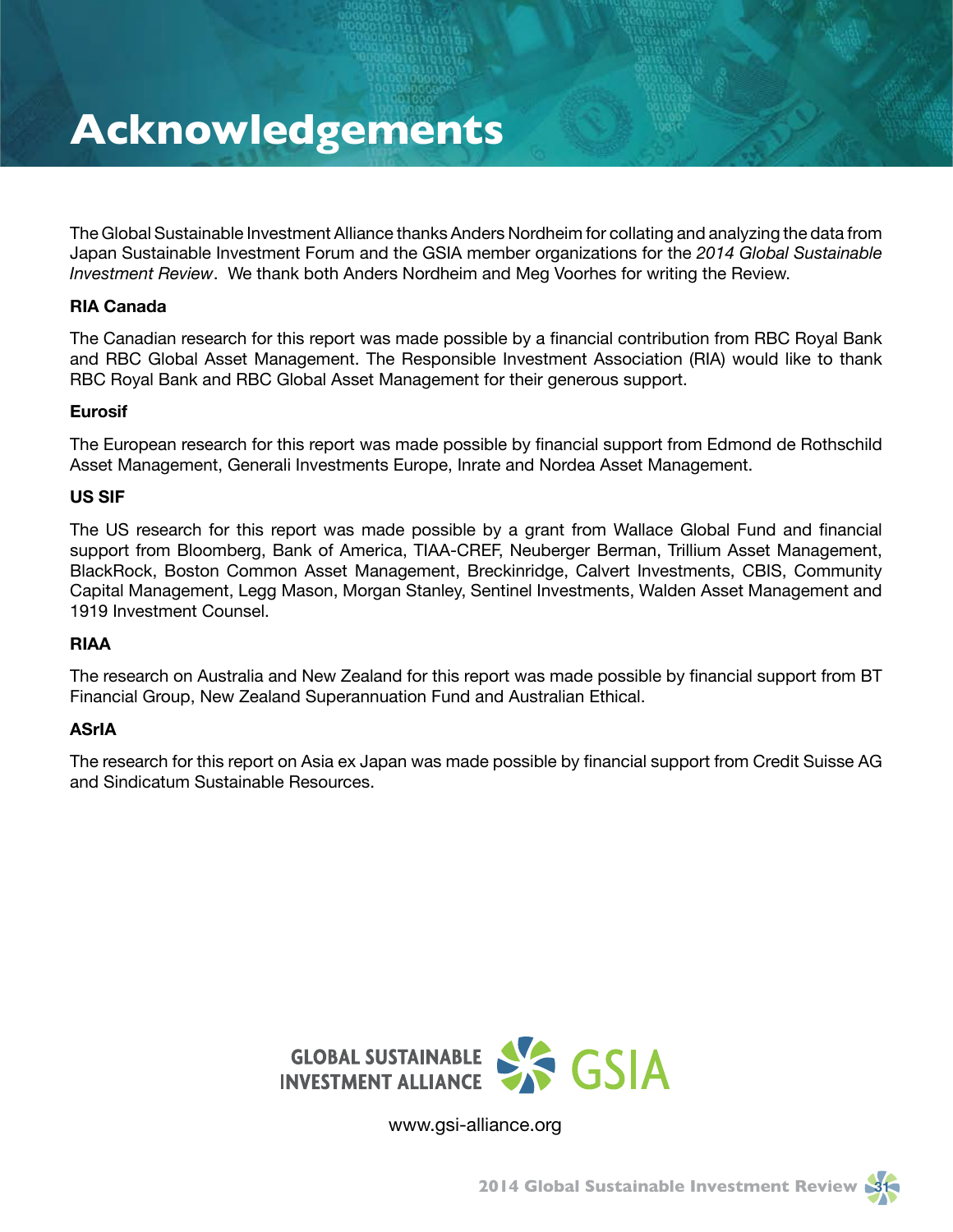# Acknowledgements

The Global Sustainable Investment Alliance thanks Anders Nordheim for collating and analyzing the data from Japan Sustainable Investment Forum and the GSIA member organizations for the *2014 Global Sustainable Investment Review*. We thank both Anders Nordheim and Meg Voorhes for writing the Review.

**RIA Canada**

The Canadian research for this report was made possible by a financial contribution from RBC Royal Bank and RBC Global Asset Management. The Responsible Investment Association (RIA) would like to thank RBC Royal Bank and RBC Global Asset Management for their generous support.

**Eurosif**

The European research for this report was made possible by financial support from Edmond de Rothschild Asset Management, Generali Investments Europe, Inrate and Nordea Asset Management.

**US SIF**

The US research for this report was made possible by a grant from Wallace Global Fund and financial support from Bloomberg, Bank of America, TIAA-CREF, Neuberger Berman, Trillium Asset Management, BlackRock, Boston Common Asset Management, Breckinridge, Calvert Investments, CBIS, Community Capital Management, Legg Mason, Morgan Stanley, Sentinel Investments, Walden Asset Management and 1919 Investment Counsel.

**RIAA**

The research on Australia and New Zealand for this report was made possible by financial support from BT Financial Group, New Zealand Superannuation Fund and Australian Ethical.

**ASrIA**

The research for this report on Asia ex Japan was made possible by financial support from Credit Suisse AG and Sindicatum Sustainable Resources.

GLOBAL SUSTAINABLE INVESTMENT ALLIANCE GSIA

www.gsi-alliance.org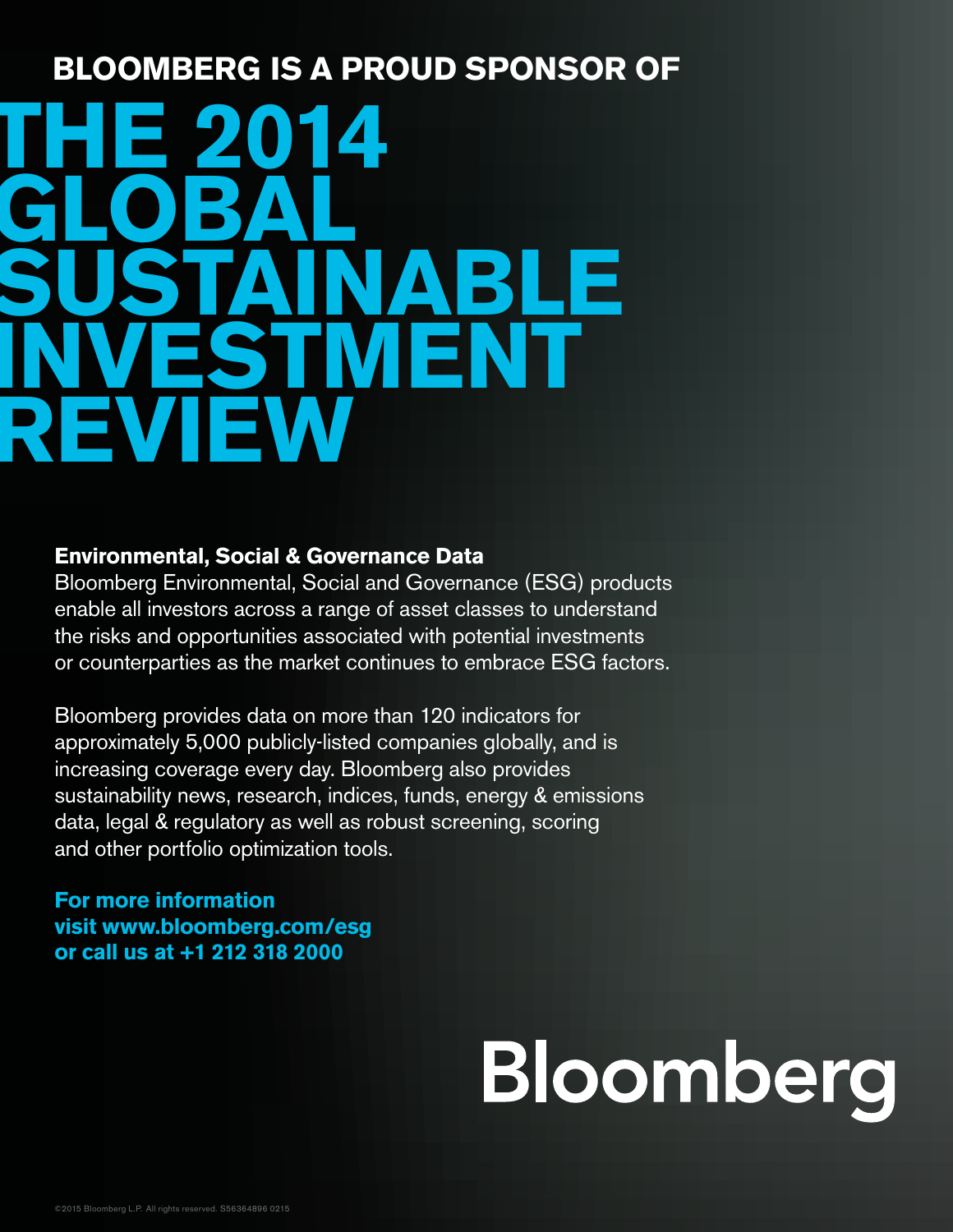**BLOOMBERG IS A PROUD SPONSOR OF**

# THE 2014 GLOBAL SUSTAINABLE INVESTMENT REVIEW

**Environmental, Social & Governance Data**

Bloomberg Environmental, Social and Governance (ESG) products enable all investors across a range of asset classes to understand the risks and opportunities associated with potential investments or counterparties as the market continues to embrace ESG factors.

Bloomberg provides data on more than 120 indicators for approximately 5,000 publicly-listed companies globally, and is increasing coverage every day. Bloomberg also provides sustainability news, research, indices, funds, energy & emissions data, legal & regulatory as well as robust screening, scoring and other portfolio optimization tools.

**For more information**
**visit www.bloomberg.com/esg**
**or call us at +1 212 318 2000**

Bloomberg

©2015 Bloomberg L.P. All rights reserved. S56364896 0215